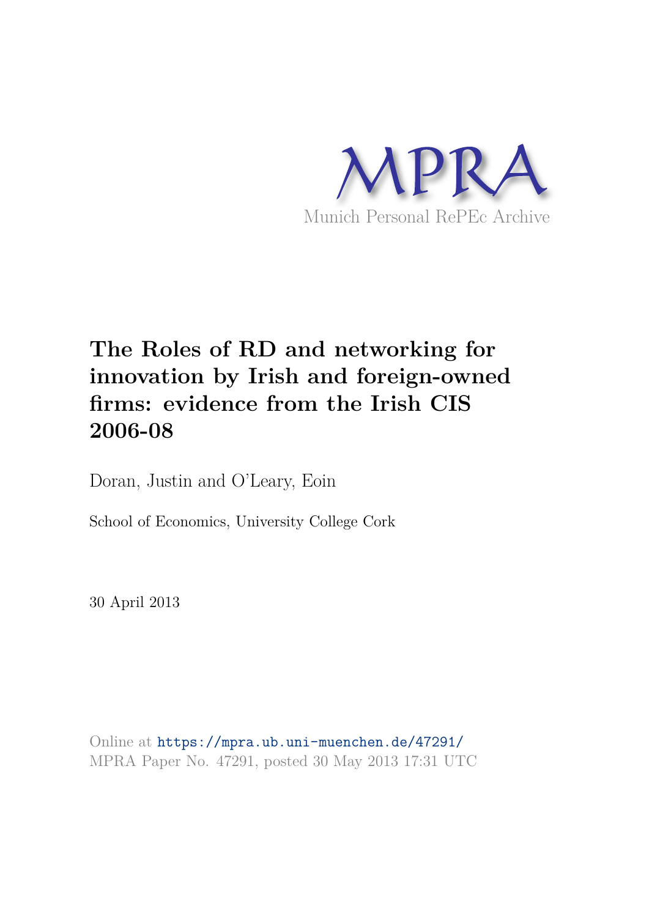MPRA

Munich Personal RePEc Archive

# The Roles of RD and networking for innovation by Irish and foreign-owned firms: evidence from the Irish CIS 2006-08

Doran, Justin and O'Leary, Eoin

School of Economics, University College Cork

30 April 2013

Online at https://mpra.ub.uni-muenchen.de/47291/
MPRA Paper No. 47291, posted 30 May 2013 17:31 UTC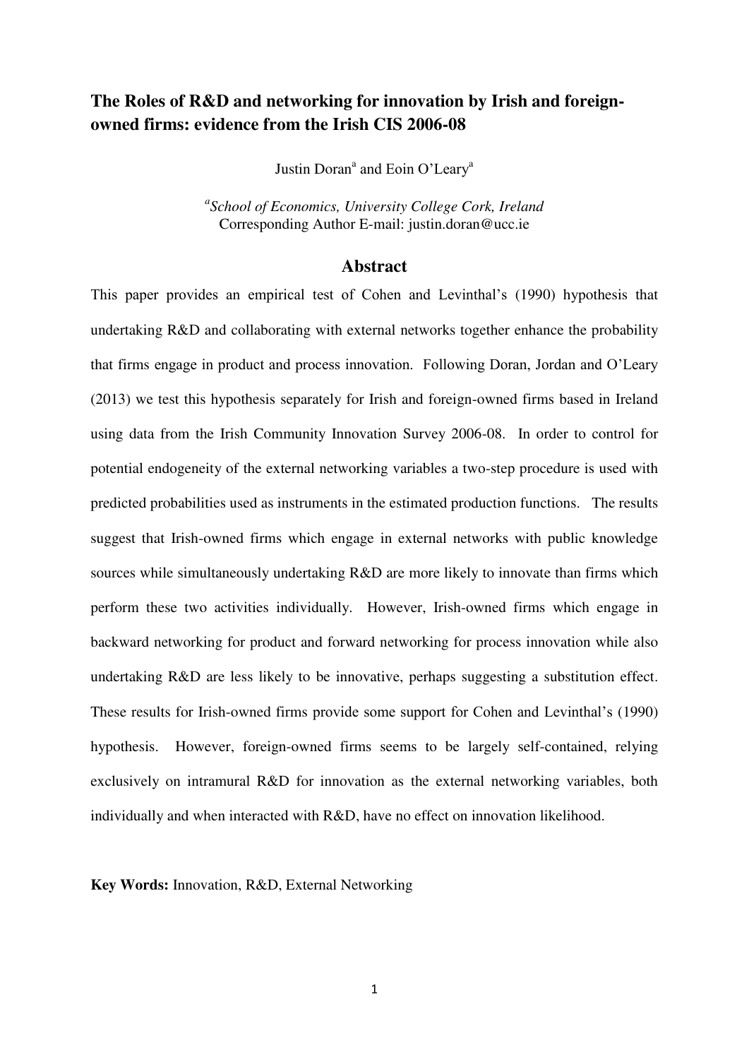# The Roles of R&D and networking for innovation by Irish and foreign-owned firms: evidence from the Irish CIS 2006-08

Justin Doran[a] and Eoin O'Leary[a]

[a] *School of Economics, University College Cork, Ireland*
Corresponding Author E-mail: justin.doran@ucc.ie

## Abstract

This paper provides an empirical test of Cohen and Levinthal's (1990) hypothesis that undertaking R&D and collaborating with external networks together enhance the probability that firms engage in product and process innovation. Following Doran, Jordan and O'Leary (2013) we test this hypothesis separately for Irish and foreign-owned firms based in Ireland using data from the Irish Community Innovation Survey 2006-08. In order to control for potential endogeneity of the external networking variables a two-step procedure is used with predicted probabilities used as instruments in the estimated production functions. The results suggest that Irish-owned firms which engage in external networks with public knowledge sources while simultaneously undertaking R&D are more likely to innovate than firms which perform these two activities individually. However, Irish-owned firms which engage in backward networking for product and forward networking for process innovation while also undertaking R&D are less likely to be innovative, perhaps suggesting a substitution effect. These results for Irish-owned firms provide some support for Cohen and Levinthal's (1990) hypothesis. However, foreign-owned firms seems to be largely self-contained, relying exclusively on intramural R&D for innovation as the external networking variables, both individually and when interacted with R&D, have no effect on innovation likelihood.

**Key Words:** Innovation, R&D, External Networking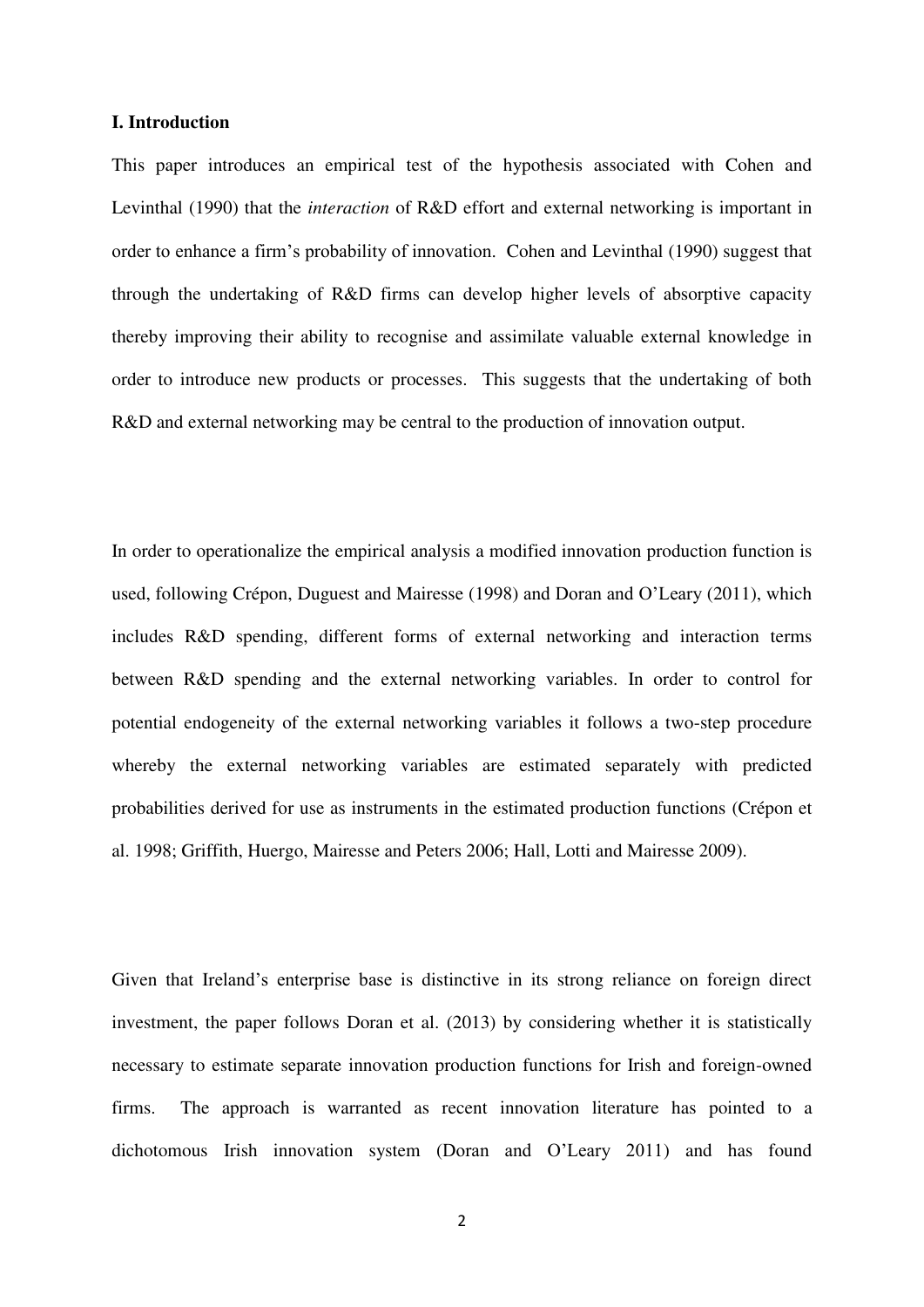**I. Introduction**

This paper introduces an empirical test of the hypothesis associated with Cohen and Levinthal (1990) that the *interaction* of R&D effort and external networking is important in order to enhance a firm's probability of innovation. Cohen and Levinthal (1990) suggest that through the undertaking of R&D firms can develop higher levels of absorptive capacity thereby improving their ability to recognise and assimilate valuable external knowledge in order to introduce new products or processes. This suggests that the undertaking of both R&D and external networking may be central to the production of innovation output.

In order to operationalize the empirical analysis a modified innovation production function is used, following Crépon, Duguest and Mairesse (1998) and Doran and O'Leary (2011), which includes R&D spending, different forms of external networking and interaction terms between R&D spending and the external networking variables. In order to control for potential endogeneity of the external networking variables it follows a two-step procedure whereby the external networking variables are estimated separately with predicted probabilities derived for use as instruments in the estimated production functions (Crépon et al. 1998; Griffith, Huergo, Mairesse and Peters 2006; Hall, Lotti and Mairesse 2009).

Given that Ireland's enterprise base is distinctive in its strong reliance on foreign direct investment, the paper follows Doran et al. (2013) by considering whether it is statistically necessary to estimate separate innovation production functions for Irish and foreign-owned firms. The approach is warranted as recent innovation literature has pointed to a dichotomous Irish innovation system (Doran and O'Leary 2011) and has found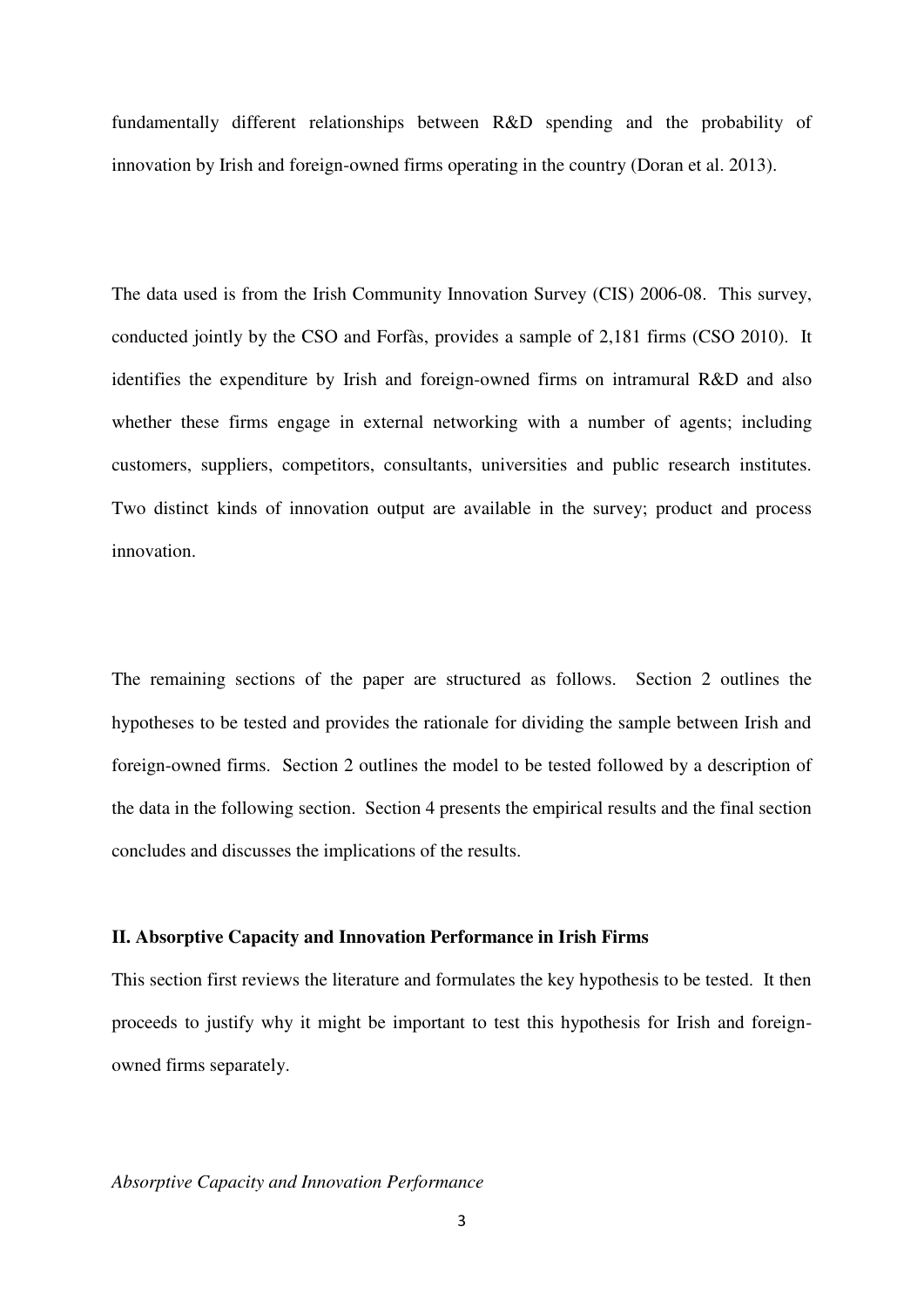fundamentally different relationships between R&D spending and the probability of innovation by Irish and foreign-owned firms operating in the country (Doran et al. 2013).

The data used is from the Irish Community Innovation Survey (CIS) 2006-08. This survey, conducted jointly by the CSO and Forfàs, provides a sample of 2,181 firms (CSO 2010). It identifies the expenditure by Irish and foreign-owned firms on intramural R&D and also whether these firms engage in external networking with a number of agents; including customers, suppliers, competitors, consultants, universities and public research institutes. Two distinct kinds of innovation output are available in the survey; product and process innovation.

The remaining sections of the paper are structured as follows. Section 2 outlines the hypotheses to be tested and provides the rationale for dividing the sample between Irish and foreign-owned firms. Section 2 outlines the model to be tested followed by a description of the data in the following section. Section 4 presents the empirical results and the final section concludes and discusses the implications of the results.

## II. Absorptive Capacity and Innovation Performance in Irish Firms

This section first reviews the literature and formulates the key hypothesis to be tested. It then proceeds to justify why it might be important to test this hypothesis for Irish and foreign-owned firms separately.

### *Absorptive Capacity and Innovation Performance*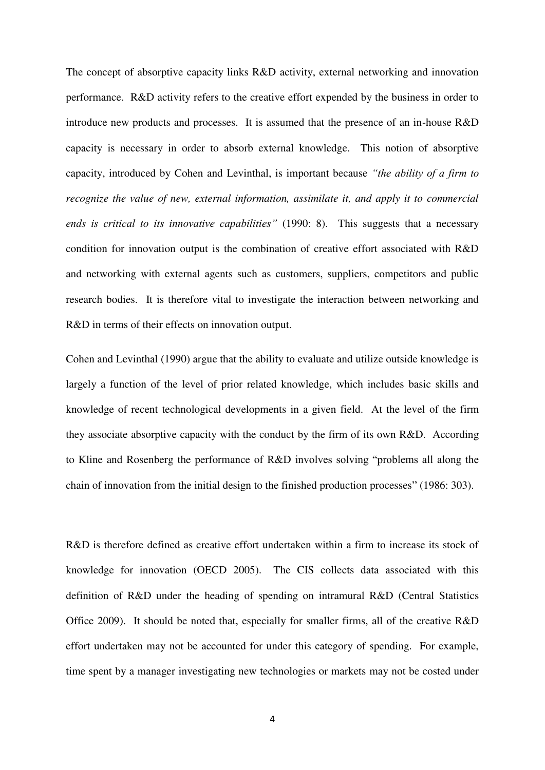The concept of absorptive capacity links R&D activity, external networking and innovation performance. R&D activity refers to the creative effort expended by the business in order to introduce new products and processes. It is assumed that the presence of an in-house R&D capacity is necessary in order to absorb external knowledge. This notion of absorptive capacity, introduced by Cohen and Levinthal, is important because *"the ability of a firm to recognize the value of new, external information, assimilate it, and apply it to commercial ends is critical to its innovative capabilities"* (1990: 8). This suggests that a necessary condition for innovation output is the combination of creative effort associated with R&D and networking with external agents such as customers, suppliers, competitors and public research bodies. It is therefore vital to investigate the interaction between networking and R&D in terms of their effects on innovation output.

Cohen and Levinthal (1990) argue that the ability to evaluate and utilize outside knowledge is largely a function of the level of prior related knowledge, which includes basic skills and knowledge of recent technological developments in a given field. At the level of the firm they associate absorptive capacity with the conduct by the firm of its own R&D. According to Kline and Rosenberg the performance of R&D involves solving "problems all along the chain of innovation from the initial design to the finished production processes" (1986: 303).

R&D is therefore defined as creative effort undertaken within a firm to increase its stock of knowledge for innovation (OECD 2005). The CIS collects data associated with this definition of R&D under the heading of spending on intramural R&D (Central Statistics Office 2009). It should be noted that, especially for smaller firms, all of the creative R&D effort undertaken may not be accounted for under this category of spending. For example, time spent by a manager investigating new technologies or markets may not be costed under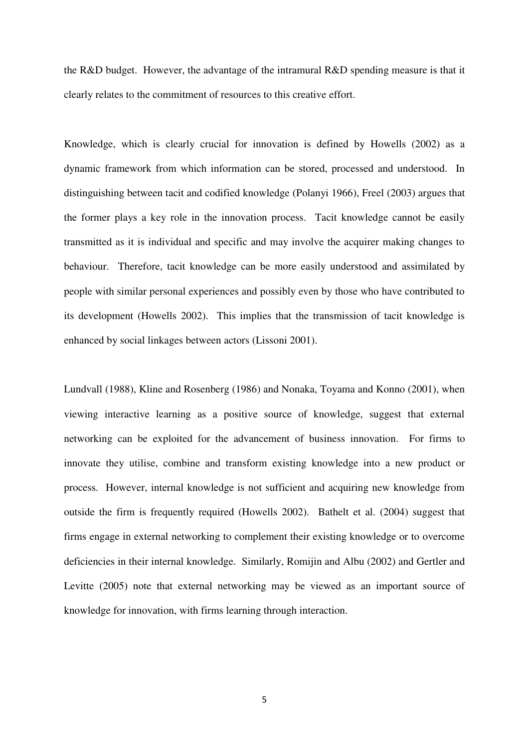the R&D budget. However, the advantage of the intramural R&D spending measure is that it clearly relates to the commitment of resources to this creative effort.

Knowledge, which is clearly crucial for innovation is defined by Howells (2002) as a dynamic framework from which information can be stored, processed and understood. In distinguishing between tacit and codified knowledge (Polanyi 1966), Freel (2003) argues that the former plays a key role in the innovation process. Tacit knowledge cannot be easily transmitted as it is individual and specific and may involve the acquirer making changes to behaviour. Therefore, tacit knowledge can be more easily understood and assimilated by people with similar personal experiences and possibly even by those who have contributed to its development (Howells 2002). This implies that the transmission of tacit knowledge is enhanced by social linkages between actors (Lissoni 2001).

Lundvall (1988), Kline and Rosenberg (1986) and Nonaka, Toyama and Konno (2001), when viewing interactive learning as a positive source of knowledge, suggest that external networking can be exploited for the advancement of business innovation. For firms to innovate they utilise, combine and transform existing knowledge into a new product or process. However, internal knowledge is not sufficient and acquiring new knowledge from outside the firm is frequently required (Howells 2002). Bathelt et al. (2004) suggest that firms engage in external networking to complement their existing knowledge or to overcome deficiencies in their internal knowledge. Similarly, Romijin and Albu (2002) and Gertler and Levitte (2005) note that external networking may be viewed as an important source of knowledge for innovation, with firms learning through interaction.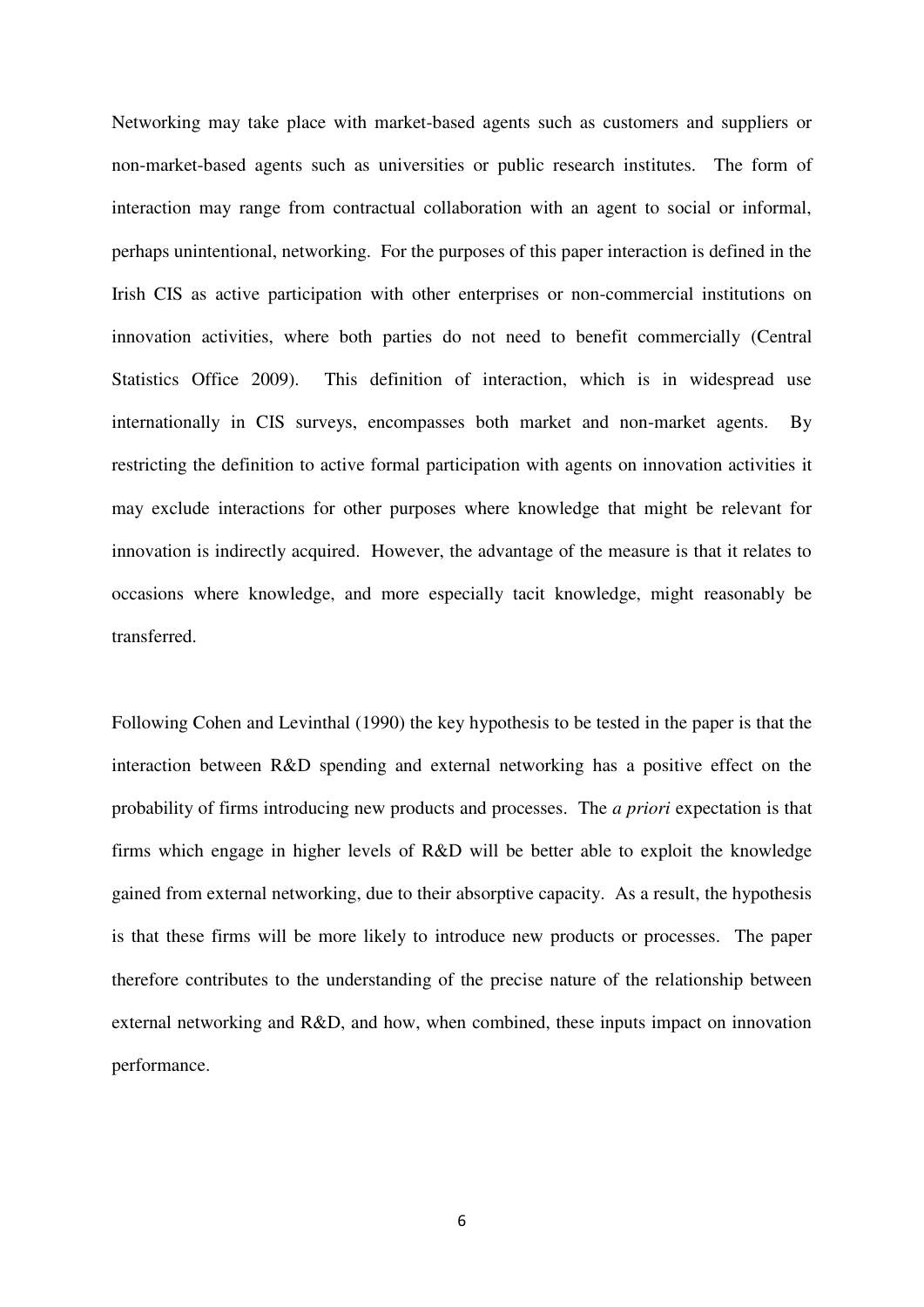Networking may take place with market-based agents such as customers and suppliers or non-market-based agents such as universities or public research institutes. The form of interaction may range from contractual collaboration with an agent to social or informal, perhaps unintentional, networking. For the purposes of this paper interaction is defined in the Irish CIS as active participation with other enterprises or non-commercial institutions on innovation activities, where both parties do not need to benefit commercially (Central Statistics Office 2009). This definition of interaction, which is in widespread use internationally in CIS surveys, encompasses both market and non-market agents. By restricting the definition to active formal participation with agents on innovation activities it may exclude interactions for other purposes where knowledge that might be relevant for innovation is indirectly acquired. However, the advantage of the measure is that it relates to occasions where knowledge, and more especially tacit knowledge, might reasonably be transferred.

Following Cohen and Levinthal (1990) the key hypothesis to be tested in the paper is that the interaction between R&D spending and external networking has a positive effect on the probability of firms introducing new products and processes. The *a priori* expectation is that firms which engage in higher levels of R&D will be better able to exploit the knowledge gained from external networking, due to their absorptive capacity. As a result, the hypothesis is that these firms will be more likely to introduce new products or processes. The paper therefore contributes to the understanding of the precise nature of the relationship between external networking and R&D, and how, when combined, these inputs impact on innovation performance.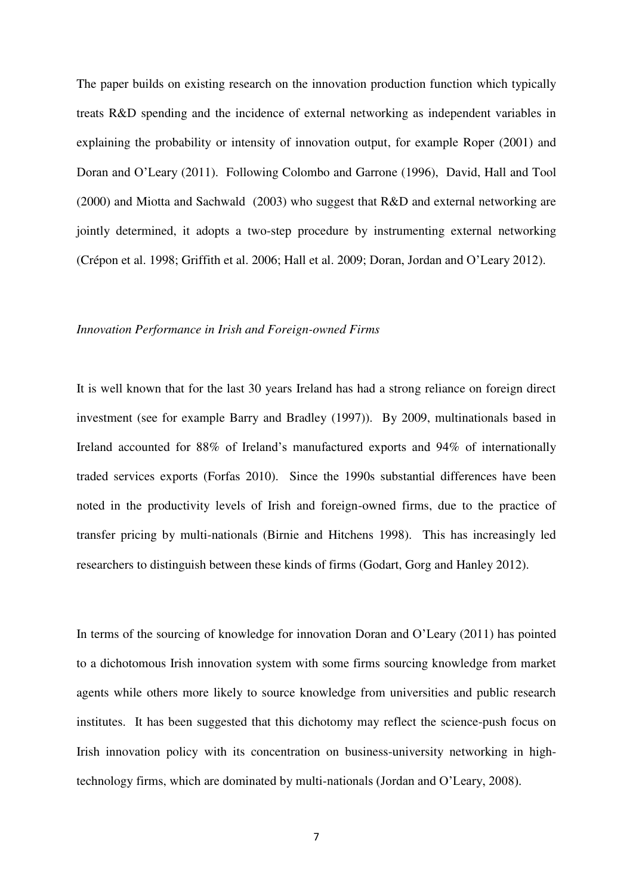The paper builds on existing research on the innovation production function which typically treats R&D spending and the incidence of external networking as independent variables in explaining the probability or intensity of innovation output, for example Roper (2001) and Doran and O'Leary (2011). Following Colombo and Garrone (1996), David, Hall and Tool (2000) and Miotta and Sachwald (2003) who suggest that R&D and external networking are jointly determined, it adopts a two-step procedure by instrumenting external networking (Crépon et al. 1998; Griffith et al. 2006; Hall et al. 2009; Doran, Jordan and O'Leary 2012).

*Innovation Performance in Irish and Foreign-owned Firms*

It is well known that for the last 30 years Ireland has had a strong reliance on foreign direct investment (see for example Barry and Bradley (1997)). By 2009, multinationals based in Ireland accounted for 88% of Ireland's manufactured exports and 94% of internationally traded services exports (Forfas 2010). Since the 1990s substantial differences have been noted in the productivity levels of Irish and foreign-owned firms, due to the practice of transfer pricing by multi-nationals (Birnie and Hitchens 1998). This has increasingly led researchers to distinguish between these kinds of firms (Godart, Gorg and Hanley 2012).

In terms of the sourcing of knowledge for innovation Doran and O'Leary (2011) has pointed to a dichotomous Irish innovation system with some firms sourcing knowledge from market agents while others more likely to source knowledge from universities and public research institutes. It has been suggested that this dichotomy may reflect the science-push focus on Irish innovation policy with its concentration on business-university networking in high-technology firms, which are dominated by multi-nationals (Jordan and O'Leary, 2008).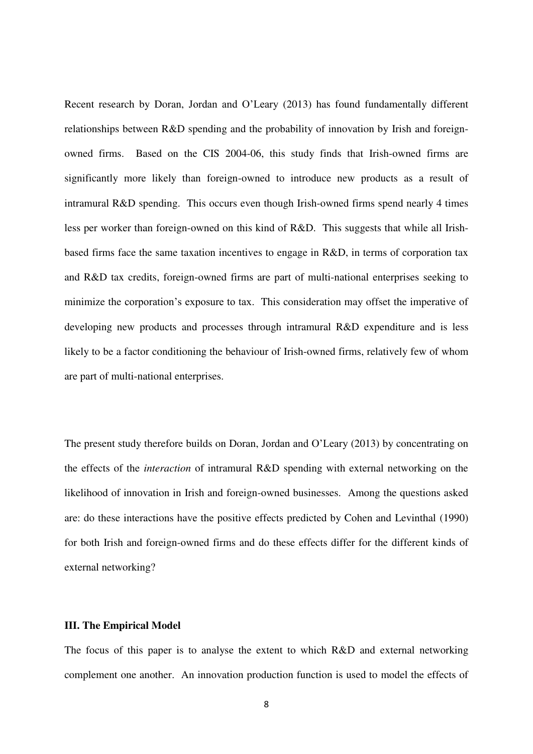Recent research by Doran, Jordan and O'Leary (2013) has found fundamentally different relationships between R&D spending and the probability of innovation by Irish and foreign-owned firms. Based on the CIS 2004-06, this study finds that Irish-owned firms are significantly more likely than foreign-owned to introduce new products as a result of intramural R&D spending. This occurs even though Irish-owned firms spend nearly 4 times less per worker than foreign-owned on this kind of R&D. This suggests that while all Irish-based firms face the same taxation incentives to engage in R&D, in terms of corporation tax and R&D tax credits, foreign-owned firms are part of multi-national enterprises seeking to minimize the corporation's exposure to tax. This consideration may offset the imperative of developing new products and processes through intramural R&D expenditure and is less likely to be a factor conditioning the behaviour of Irish-owned firms, relatively few of whom are part of multi-national enterprises.

The present study therefore builds on Doran, Jordan and O'Leary (2013) by concentrating on the effects of the *interaction* of intramural R&D spending with external networking on the likelihood of innovation in Irish and foreign-owned businesses. Among the questions asked are: do these interactions have the positive effects predicted by Cohen and Levinthal (1990) for both Irish and foreign-owned firms and do these effects differ for the different kinds of external networking?

## III. The Empirical Model

The focus of this paper is to analyse the extent to which R&D and external networking complement one another. An innovation production function is used to model the effects of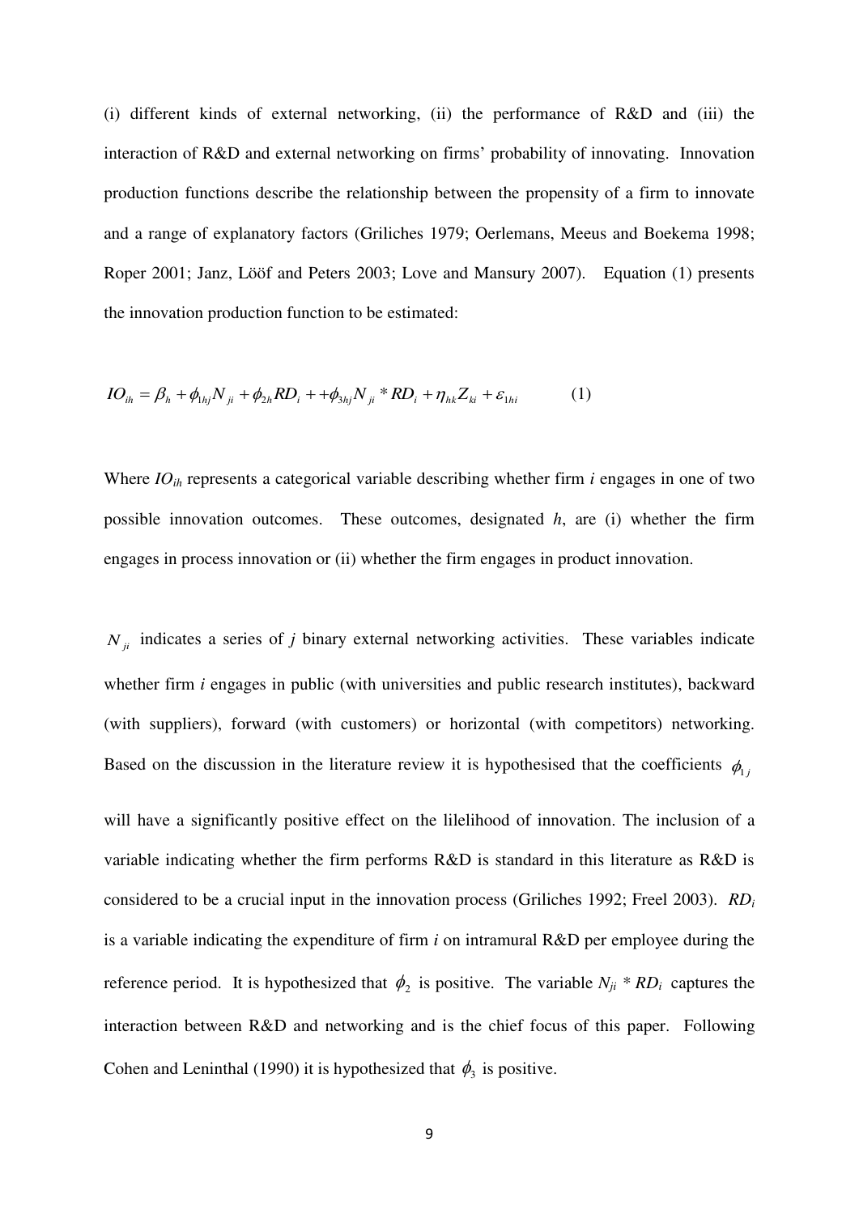(i) different kinds of external networking, (ii) the performance of R&D and (iii) the interaction of R&D and external networking on firms' probability of innovating. Innovation production functions describe the relationship between the propensity of a firm to innovate and a range of explanatory factors (Griliches 1979; Oerlemans, Meeus and Boekema 1998; Roper 2001; Janz, Lööf and Peters 2003; Love and Mansury 2007). Equation (1) presents the innovation production function to be estimated:

$$IO_{ih} = \beta_h + \phi_{1hj} N_{ji} + \phi_{2h} RD_i + + \phi_{3hj} N_{ji} * RD_i + \eta_{hk} Z_{ki} + \varepsilon_{1hi} \qquad (1)$$

Where $IO_{ih}$ represents a categorical variable describing whether firm *i* engages in one of two possible innovation outcomes. These outcomes, designated *h*, are (i) whether the firm engages in process innovation or (ii) whether the firm engages in product innovation.

$N_{ji}$ indicates a series of *j* binary external networking activities. These variables indicate whether firm *i* engages in public (with universities and public research institutes), backward (with suppliers), forward (with customers) or horizontal (with competitors) networking. Based on the discussion in the literature review it is hypothesised that the coefficients $\phi_{1j}$ will have a significantly positive effect on the lilelihood of innovation. The inclusion of a variable indicating whether the firm performs R&D is standard in this literature as R&D is considered to be a crucial input in the innovation process (Griliches 1992; Freel 2003). $RD_i$ is a variable indicating the expenditure of firm *i* on intramural R&D per employee during the reference period. It is hypothesized that $\phi_2$ is positive. The variable $N_{ji} * RD_i$ captures the interaction between R&D and networking and is the chief focus of this paper. Following Cohen and Leninthal (1990) it is hypothesized that $\phi_3$ is positive.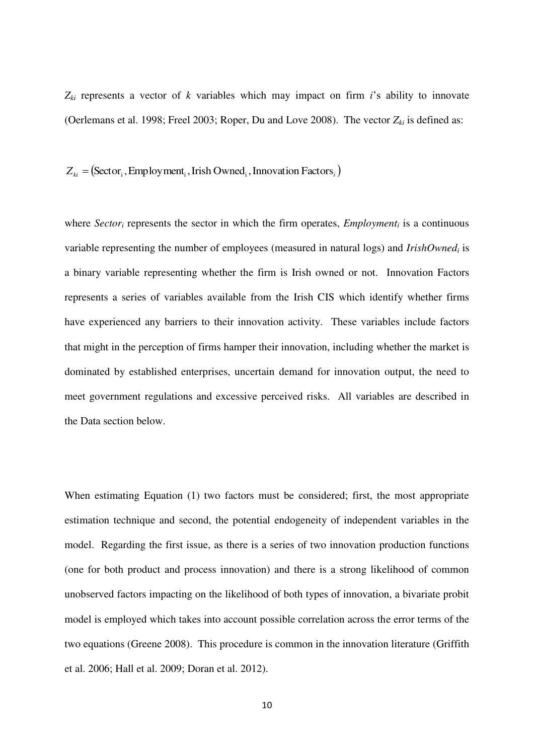$Z_{ki}$ represents a vector of $k$ variables which may impact on firm $i$'s ability to innovate (Oerlemans et al. 1998; Freel 2003; Roper, Du and Love 2008). The vector $Z_{ki}$ is defined as:

$$Z_{ki} = (\text{Sector}_i, \text{Employment}_i, \text{Irish Owned}_i, \text{Innovation Factors}_i)$$

where $Sector_i$ represents the sector in which the firm operates, $Employment_i$ is a continuous variable representing the number of employees (measured in natural logs) and $IrishOwned_i$ is a binary variable representing whether the firm is Irish owned or not. Innovation Factors represents a series of variables available from the Irish CIS which identify whether firms have experienced any barriers to their innovation activity. These variables include factors that might in the perception of firms hamper their innovation, including whether the market is dominated by established enterprises, uncertain demand for innovation output, the need to meet government regulations and excessive perceived risks. All variables are described in the Data section below.

When estimating Equation (1) two factors must be considered; first, the most appropriate estimation technique and second, the potential endogeneity of independent variables in the model. Regarding the first issue, as there is a series of two innovation production functions (one for both product and process innovation) and there is a strong likelihood of common unobserved factors impacting on the likelihood of both types of innovation, a bivariate probit model is employed which takes into account possible correlation across the error terms of the two equations (Greene 2008). This procedure is common in the innovation literature (Griffith et al. 2006; Hall et al. 2009; Doran et al. 2012).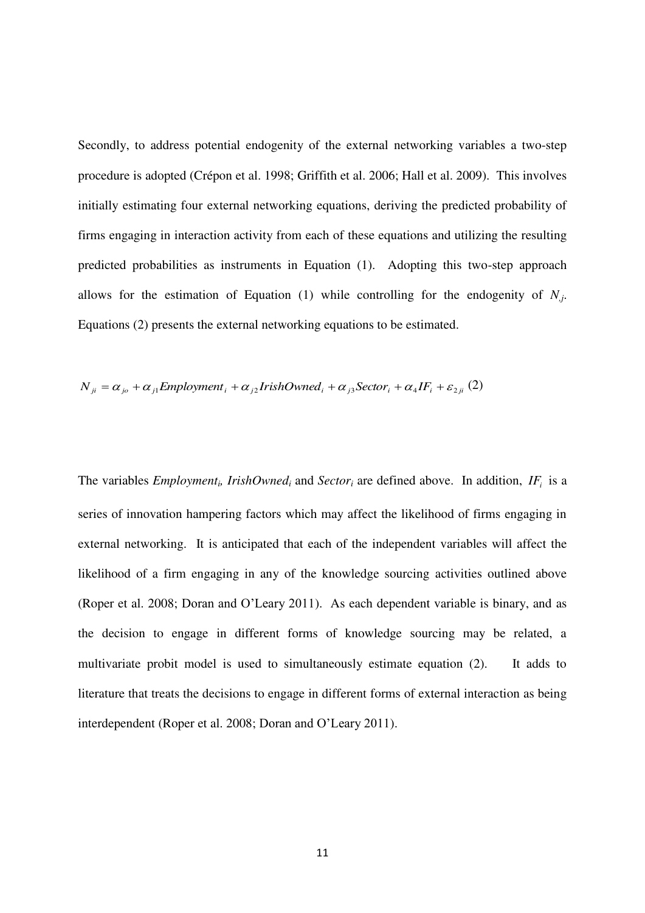Secondly, to address potential endogenity of the external networking variables a two-step procedure is adopted (Crépon et al. 1998; Griffith et al. 2006; Hall et al. 2009). This involves initially estimating four external networking equations, deriving the predicted probability of firms engaging in interaction activity from each of these equations and utilizing the resulting predicted probabilities as instruments in Equation (1). Adopting this two-step approach allows for the estimation of Equation (1) while controlling for the endogenity of $N_j$. Equations (2) presents the external networking equations to be estimated.

$$N_{ji} = \alpha_{jo} + \alpha_{j1} Employment_i + \alpha_{j2} IrishOwned_i + \alpha_{j3} Sector_i + \alpha_4 IF_i + \varepsilon_{2ji} \quad (2)$$

The variables $Employment_i$, $IrishOwned_i$ and $Sector_i$ are defined above. In addition, $IF_i$ is a series of innovation hampering factors which may affect the likelihood of firms engaging in external networking. It is anticipated that each of the independent variables will affect the likelihood of a firm engaging in any of the knowledge sourcing activities outlined above (Roper et al. 2008; Doran and O'Leary 2011). As each dependent variable is binary, and as the decision to engage in different forms of knowledge sourcing may be related, a multivariate probit model is used to simultaneously estimate equation (2). It adds to literature that treats the decisions to engage in different forms of external interaction as being interdependent (Roper et al. 2008; Doran and O'Leary 2011).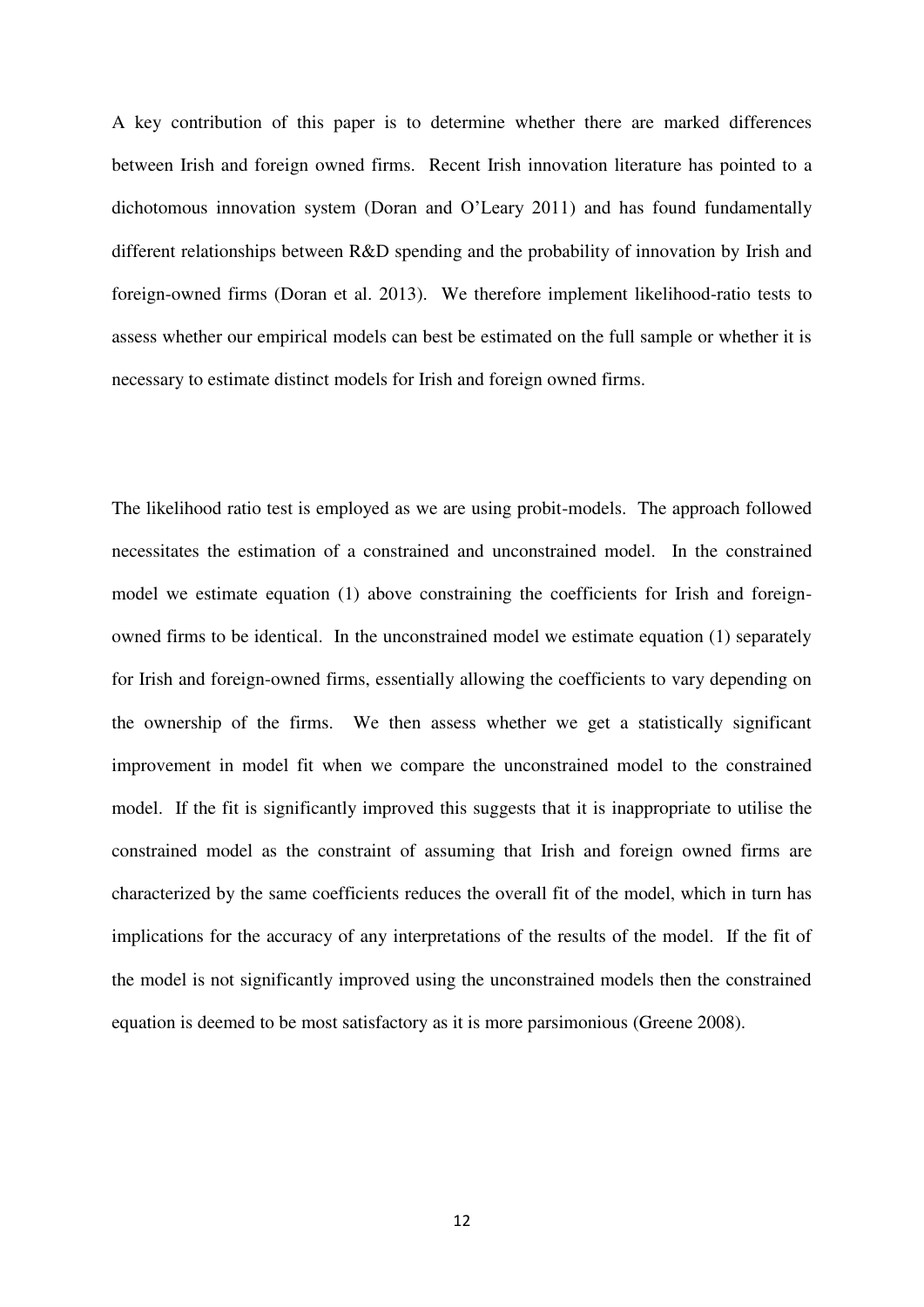A key contribution of this paper is to determine whether there are marked differences between Irish and foreign owned firms. Recent Irish innovation literature has pointed to a dichotomous innovation system (Doran and O'Leary 2011) and has found fundamentally different relationships between R&D spending and the probability of innovation by Irish and foreign-owned firms (Doran et al. 2013). We therefore implement likelihood-ratio tests to assess whether our empirical models can best be estimated on the full sample or whether it is necessary to estimate distinct models for Irish and foreign owned firms.

The likelihood ratio test is employed as we are using probit-models. The approach followed necessitates the estimation of a constrained and unconstrained model. In the constrained model we estimate equation (1) above constraining the coefficients for Irish and foreign-owned firms to be identical. In the unconstrained model we estimate equation (1) separately for Irish and foreign-owned firms, essentially allowing the coefficients to vary depending on the ownership of the firms. We then assess whether we get a statistically significant improvement in model fit when we compare the unconstrained model to the constrained model. If the fit is significantly improved this suggests that it is inappropriate to utilise the constrained model as the constraint of assuming that Irish and foreign owned firms are characterized by the same coefficients reduces the overall fit of the model, which in turn has implications for the accuracy of any interpretations of the results of the model. If the fit of the model is not significantly improved using the unconstrained models then the constrained equation is deemed to be most satisfactory as it is more parsimonious (Greene 2008).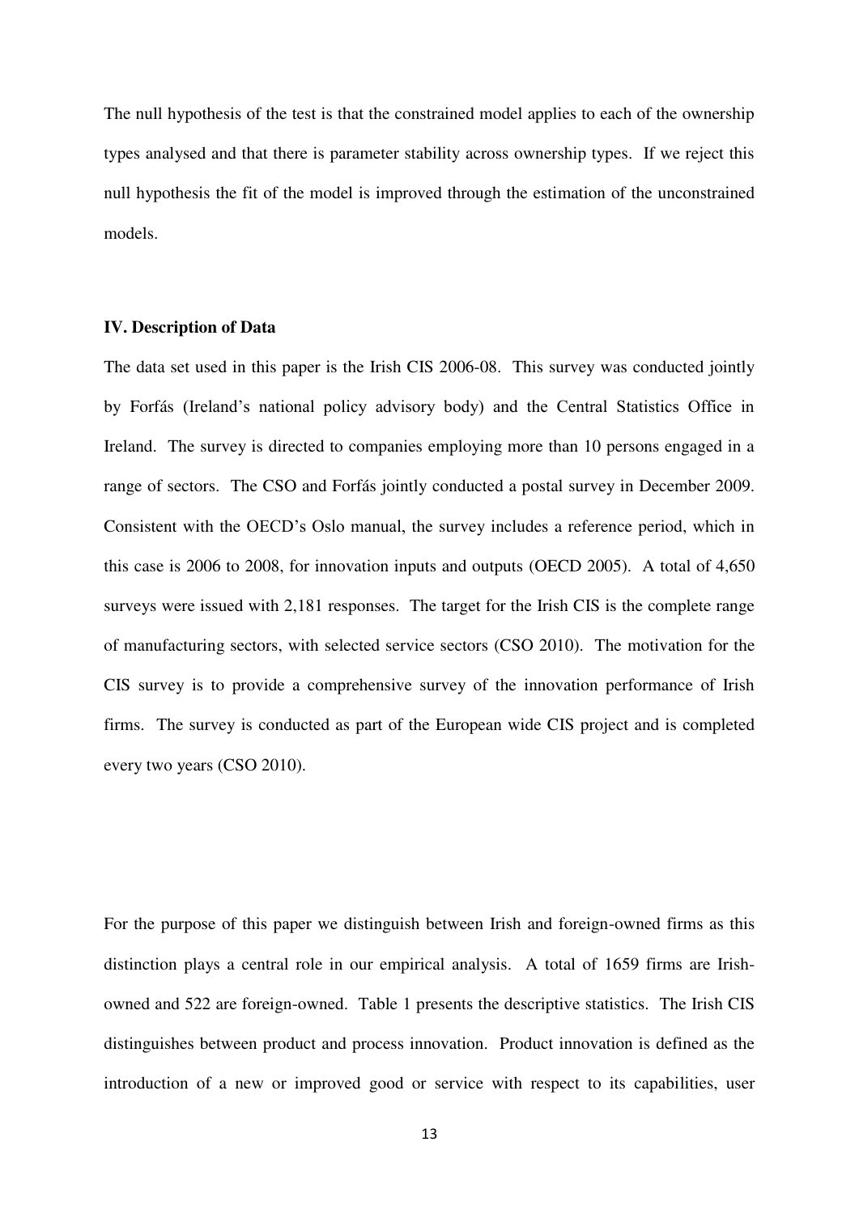The null hypothesis of the test is that the constrained model applies to each of the ownership types analysed and that there is parameter stability across ownership types. If we reject this null hypothesis the fit of the model is improved through the estimation of the unconstrained models.

### IV. Description of Data

The data set used in this paper is the Irish CIS 2006-08. This survey was conducted jointly by Forfás (Ireland's national policy advisory body) and the Central Statistics Office in Ireland. The survey is directed to companies employing more than 10 persons engaged in a range of sectors. The CSO and Forfás jointly conducted a postal survey in December 2009. Consistent with the OECD's Oslo manual, the survey includes a reference period, which in this case is 2006 to 2008, for innovation inputs and outputs (OECD 2005). A total of 4,650 surveys were issued with 2,181 responses. The target for the Irish CIS is the complete range of manufacturing sectors, with selected service sectors (CSO 2010). The motivation for the CIS survey is to provide a comprehensive survey of the innovation performance of Irish firms. The survey is conducted as part of the European wide CIS project and is completed every two years (CSO 2010).

For the purpose of this paper we distinguish between Irish and foreign-owned firms as this distinction plays a central role in our empirical analysis. A total of 1659 firms are Irish-owned and 522 are foreign-owned. Table 1 presents the descriptive statistics. The Irish CIS distinguishes between product and process innovation. Product innovation is defined as the introduction of a new or improved good or service with respect to its capabilities, user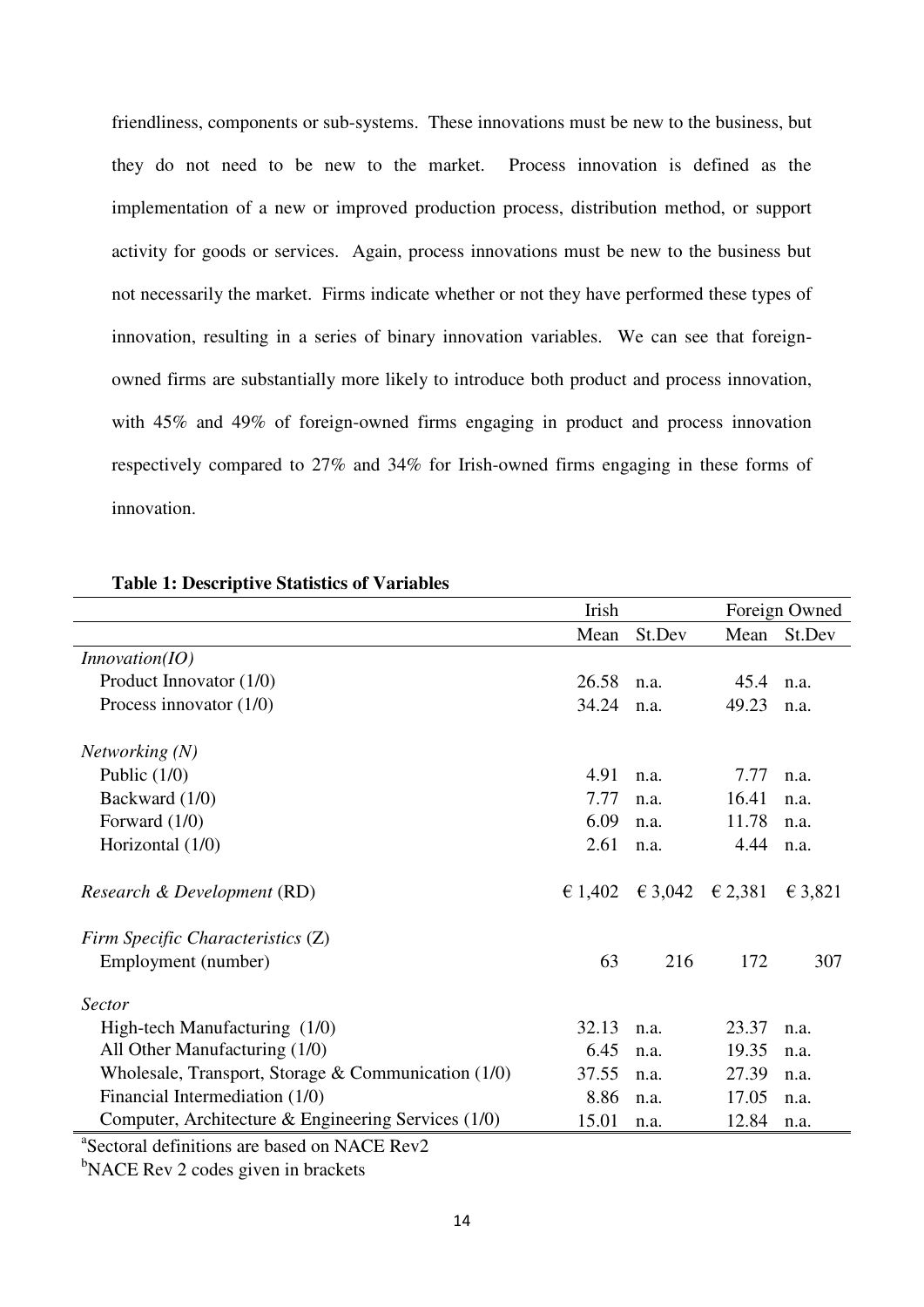friendliness, components or sub-systems. These innovations must be new to the business, but they do not need to be new to the market. Process innovation is defined as the implementation of a new or improved production process, distribution method, or support activity for goods or services. Again, process innovations must be new to the business but not necessarily the market. Firms indicate whether or not they have performed these types of innovation, resulting in a series of binary innovation variables. We can see that foreign-owned firms are substantially more likely to introduce both product and process innovation, with 45% and 49% of foreign-owned firms engaging in product and process innovation respectively compared to 27% and 34% for Irish-owned firms engaging in these forms of innovation.

**Table 1: Descriptive Statistics of Variables**

| | Irish | | Foreign Owned | |
|---|---|---|---|---|
| | Mean | St.Dev | Mean | St.Dev |
| *Innovation(IO)* | | | | |
| Product Innovator (1/0) | 26.58 | n.a. | 45.4 | n.a. |
| Process innovator (1/0) | 34.24 | n.a. | 49.23 | n.a. |
| *Networking (N)* | | | | |
| Public (1/0) | 4.91 | n.a. | 7.77 | n.a. |
| Backward (1/0) | 7.77 | n.a. | 16.41 | n.a. |
| Forward (1/0) | 6.09 | n.a. | 11.78 | n.a. |
| Horizontal (1/0) | 2.61 | n.a. | 4.44 | n.a. |
| *Research & Development* (RD) | € 1,402 | € 3,042 | € 2,381 | € 3,821 |
| *Firm Specific Characteristics* (Z) | | | | |
| Employment (number) | 63 | 216 | 172 | 307 |
| *Sector* | | | | |
| High-tech Manufacturing (1/0) | 32.13 | n.a. | 23.37 | n.a. |
| All Other Manufacturing (1/0) | 6.45 | n.a. | 19.35 | n.a. |
| Wholesale, Transport, Storage & Communication (1/0) | 37.55 | n.a. | 27.39 | n.a. |
| Financial Intermediation (1/0) | 8.86 | n.a. | 17.05 | n.a. |
| Computer, Architecture & Engineering Services (1/0) | 15.01 | n.a. | 12.84 | n.a. |

[a]Sectoral definitions are based on NACE Rev2

[b]NACE Rev 2 codes given in brackets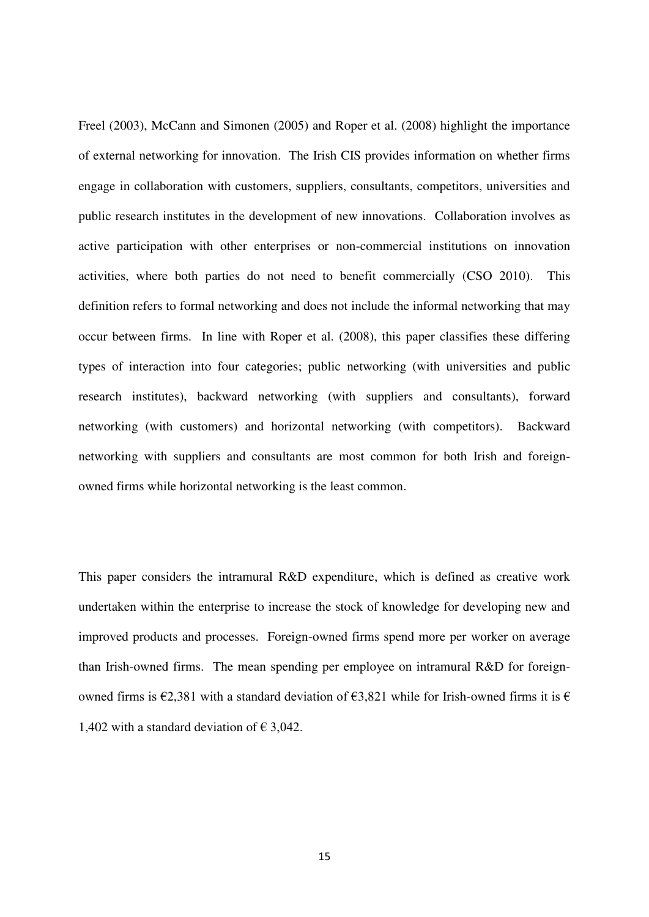Freel (2003), McCann and Simonen (2005) and Roper et al. (2008) highlight the importance of external networking for innovation. The Irish CIS provides information on whether firms engage in collaboration with customers, suppliers, consultants, competitors, universities and public research institutes in the development of new innovations. Collaboration involves as active participation with other enterprises or non-commercial institutions on innovation activities, where both parties do not need to benefit commercially (CSO 2010). This definition refers to formal networking and does not include the informal networking that may occur between firms. In line with Roper et al. (2008), this paper classifies these differing types of interaction into four categories; public networking (with universities and public research institutes), backward networking (with suppliers and consultants), forward networking (with customers) and horizontal networking (with competitors). Backward networking with suppliers and consultants are most common for both Irish and foreign-owned firms while horizontal networking is the least common.

This paper considers the intramural R&D expenditure, which is defined as creative work undertaken within the enterprise to increase the stock of knowledge for developing new and improved products and processes. Foreign-owned firms spend more per worker on average than Irish-owned firms. The mean spending per employee on intramural R&D for foreign-owned firms is €2,381 with a standard deviation of €3,821 while for Irish-owned firms it is € 1,402 with a standard deviation of € 3,042.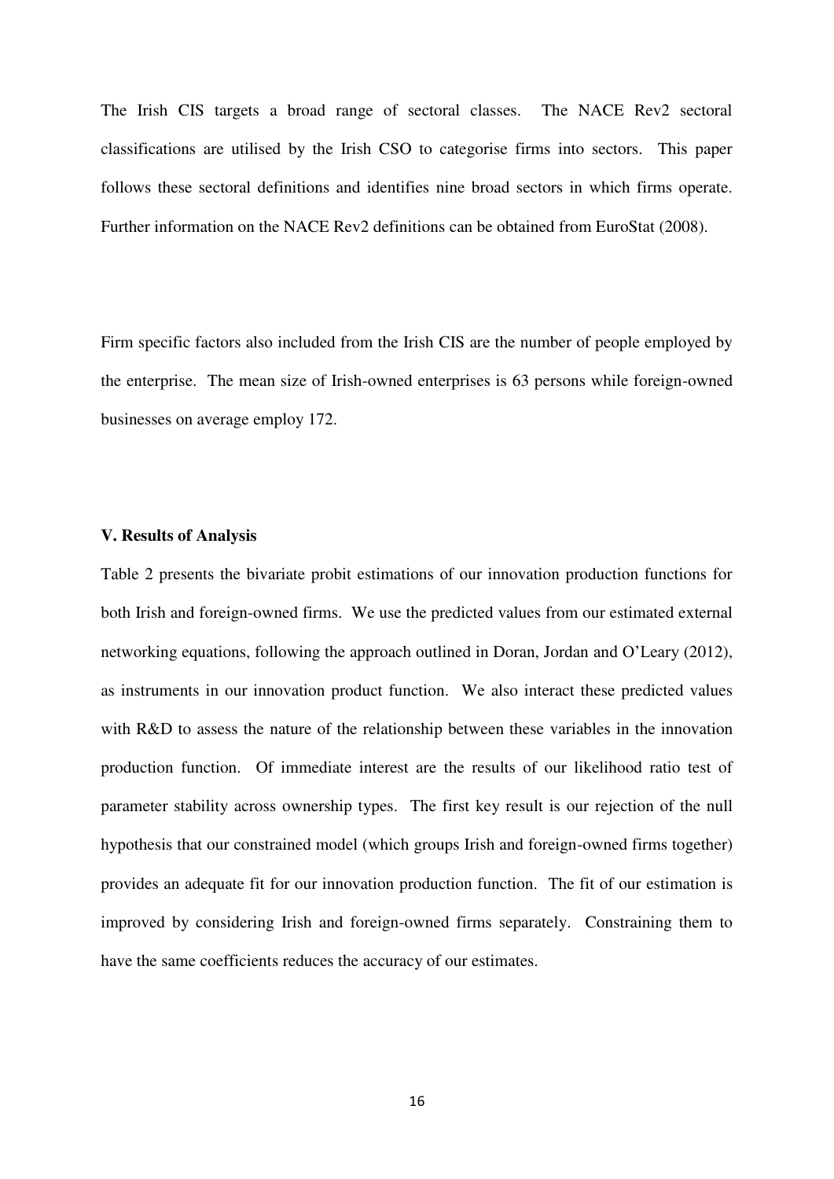The Irish CIS targets a broad range of sectoral classes. The NACE Rev2 sectoral classifications are utilised by the Irish CSO to categorise firms into sectors. This paper follows these sectoral definitions and identifies nine broad sectors in which firms operate. Further information on the NACE Rev2 definitions can be obtained from EuroStat (2008).

Firm specific factors also included from the Irish CIS are the number of people employed by the enterprise. The mean size of Irish-owned enterprises is 63 persons while foreign-owned businesses on average employ 172.

**V. Results of Analysis**

Table 2 presents the bivariate probit estimations of our innovation production functions for both Irish and foreign-owned firms. We use the predicted values from our estimated external networking equations, following the approach outlined in Doran, Jordan and O'Leary (2012), as instruments in our innovation product function. We also interact these predicted values with R&D to assess the nature of the relationship between these variables in the innovation production function. Of immediate interest are the results of our likelihood ratio test of parameter stability across ownership types. The first key result is our rejection of the null hypothesis that our constrained model (which groups Irish and foreign-owned firms together) provides an adequate fit for our innovation production function. The fit of our estimation is improved by considering Irish and foreign-owned firms separately. Constraining them to have the same coefficients reduces the accuracy of our estimates.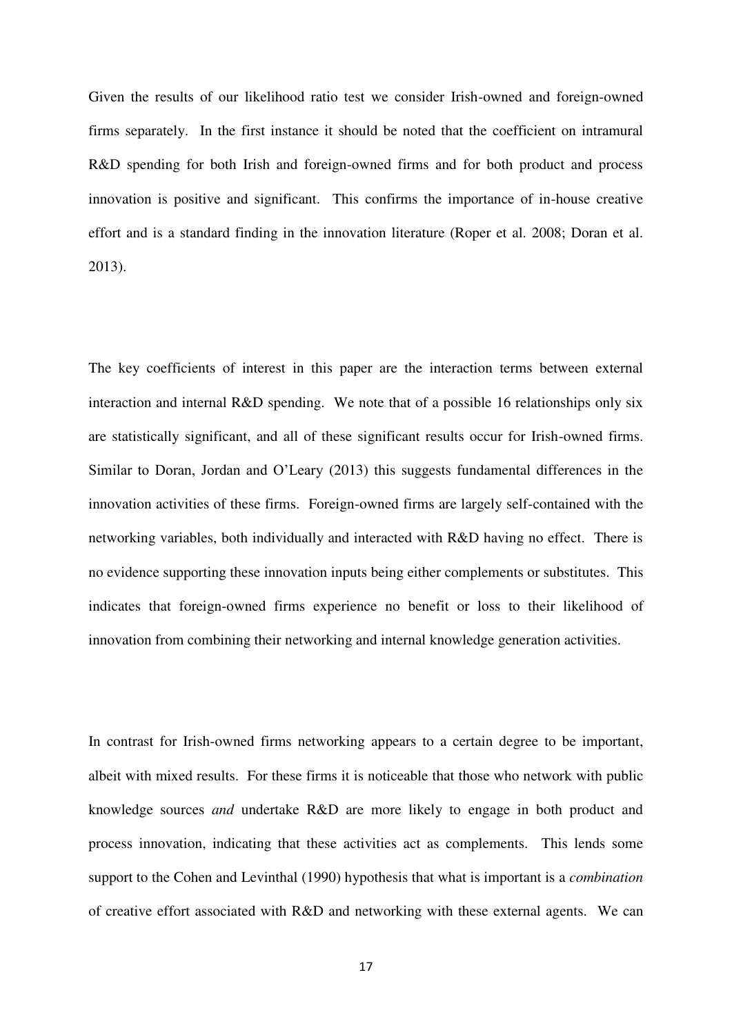Given the results of our likelihood ratio test we consider Irish-owned and foreign-owned firms separately. In the first instance it should be noted that the coefficient on intramural R&D spending for both Irish and foreign-owned firms and for both product and process innovation is positive and significant. This confirms the importance of in-house creative effort and is a standard finding in the innovation literature (Roper et al. 2008; Doran et al. 2013).

The key coefficients of interest in this paper are the interaction terms between external interaction and internal R&D spending. We note that of a possible 16 relationships only six are statistically significant, and all of these significant results occur for Irish-owned firms. Similar to Doran, Jordan and O'Leary (2013) this suggests fundamental differences in the innovation activities of these firms. Foreign-owned firms are largely self-contained with the networking variables, both individually and interacted with R&D having no effect. There is no evidence supporting these innovation inputs being either complements or substitutes. This indicates that foreign-owned firms experience no benefit or loss to their likelihood of innovation from combining their networking and internal knowledge generation activities.

In contrast for Irish-owned firms networking appears to a certain degree to be important, albeit with mixed results. For these firms it is noticeable that those who network with public knowledge sources *and* undertake R&D are more likely to engage in both product and process innovation, indicating that these activities act as complements. This lends some support to the Cohen and Levinthal (1990) hypothesis that what is important is a *combination* of creative effort associated with R&D and networking with these external agents. We can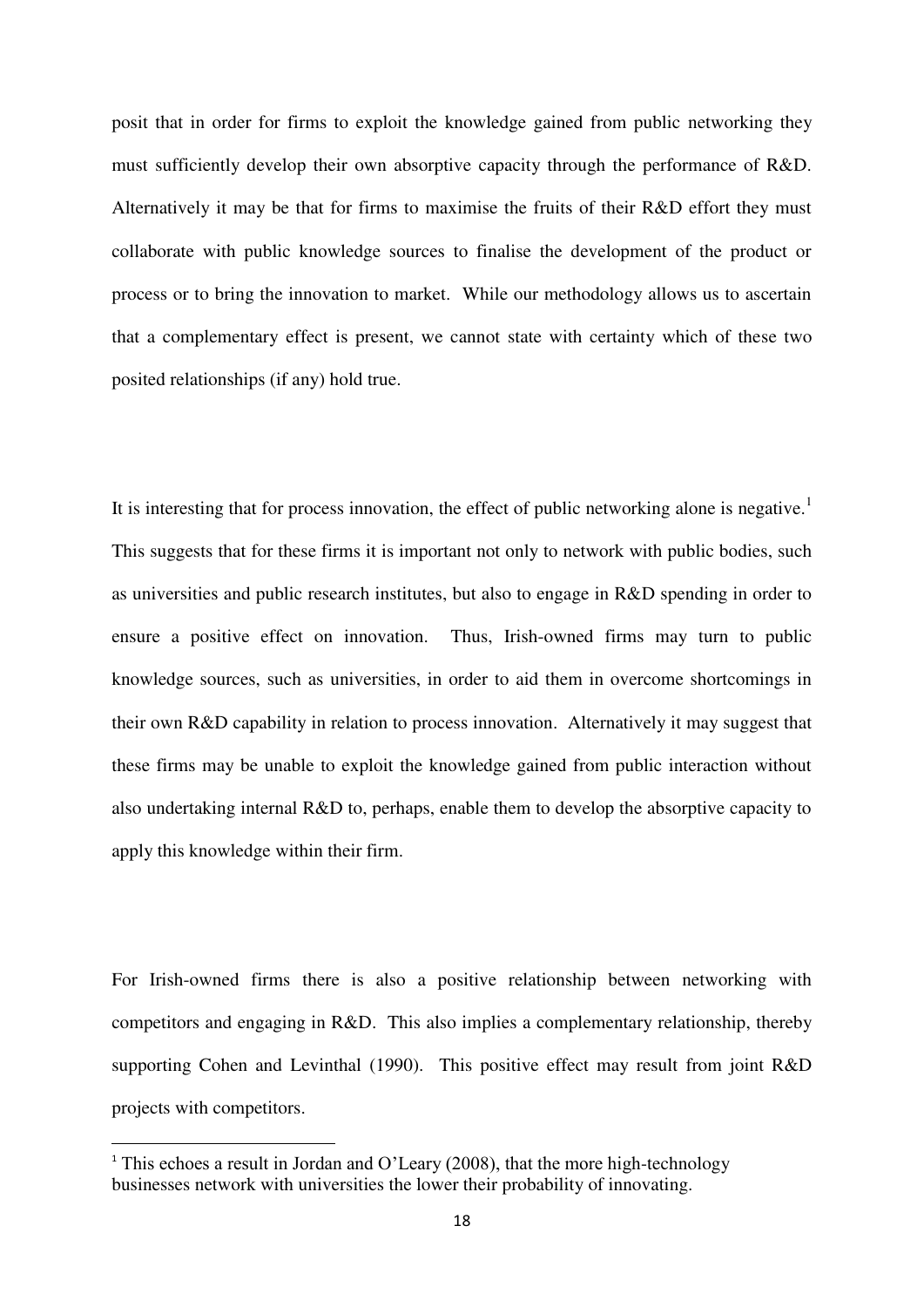posit that in order for firms to exploit the knowledge gained from public networking they must sufficiently develop their own absorptive capacity through the performance of R&D. Alternatively it may be that for firms to maximise the fruits of their R&D effort they must collaborate with public knowledge sources to finalise the development of the product or process or to bring the innovation to market. While our methodology allows us to ascertain that a complementary effect is present, we cannot state with certainty which of these two posited relationships (if any) hold true.

It is interesting that for process innovation, the effect of public networking alone is negative.[1] This suggests that for these firms it is important not only to network with public bodies, such as universities and public research institutes, but also to engage in R&D spending in order to ensure a positive effect on innovation. Thus, Irish-owned firms may turn to public knowledge sources, such as universities, in order to aid them in overcome shortcomings in their own R&D capability in relation to process innovation. Alternatively it may suggest that these firms may be unable to exploit the knowledge gained from public interaction without also undertaking internal R&D to, perhaps, enable them to develop the absorptive capacity to apply this knowledge within their firm.

For Irish-owned firms there is also a positive relationship between networking with competitors and engaging in R&D. This also implies a complementary relationship, thereby supporting Cohen and Levinthal (1990). This positive effect may result from joint R&D projects with competitors.

[1] This echoes a result in Jordan and O'Leary (2008), that the more high-technology businesses network with universities the lower their probability of innovating.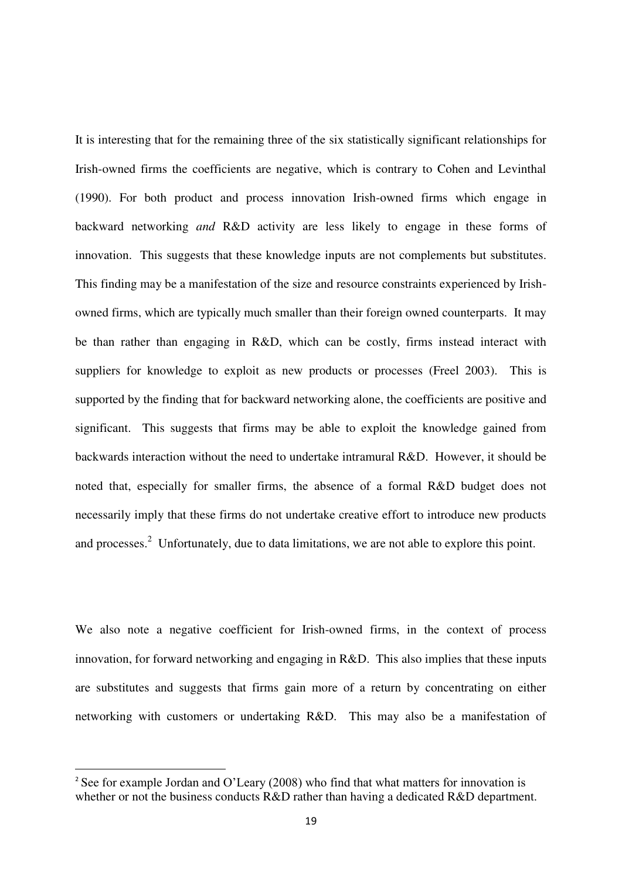It is interesting that for the remaining three of the six statistically significant relationships for Irish-owned firms the coefficients are negative, which is contrary to Cohen and Levinthal (1990). For both product and process innovation Irish-owned firms which engage in backward networking *and* R&D activity are less likely to engage in these forms of innovation. This suggests that these knowledge inputs are not complements but substitutes. This finding may be a manifestation of the size and resource constraints experienced by Irish-owned firms, which are typically much smaller than their foreign owned counterparts. It may be than rather than engaging in R&D, which can be costly, firms instead interact with suppliers for knowledge to exploit as new products or processes (Freel 2003). This is supported by the finding that for backward networking alone, the coefficients are positive and significant. This suggests that firms may be able to exploit the knowledge gained from backwards interaction without the need to undertake intramural R&D. However, it should be noted that, especially for smaller firms, the absence of a formal R&D budget does not necessarily imply that these firms do not undertake creative effort to introduce new products and processes.[2] Unfortunately, due to data limitations, we are not able to explore this point.

We also note a negative coefficient for Irish-owned firms, in the context of process innovation, for forward networking and engaging in R&D. This also implies that these inputs are substitutes and suggests that firms gain more of a return by concentrating on either networking with customers or undertaking R&D. This may also be a manifestation of

[2] See for example Jordan and O'Leary (2008) who find that what matters for innovation is whether or not the business conducts R&D rather than having a dedicated R&D department.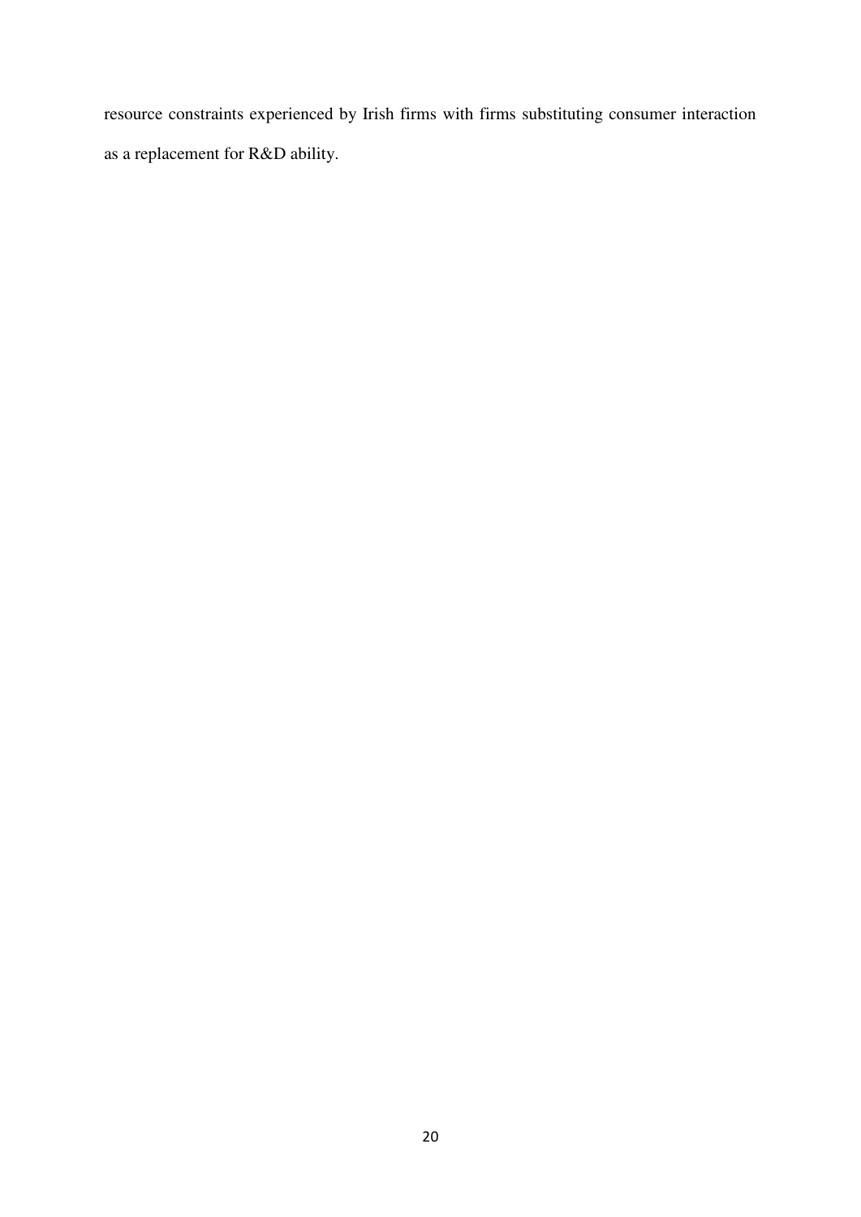resource constraints experienced by Irish firms with firms substituting consumer interaction as a replacement for R&D ability.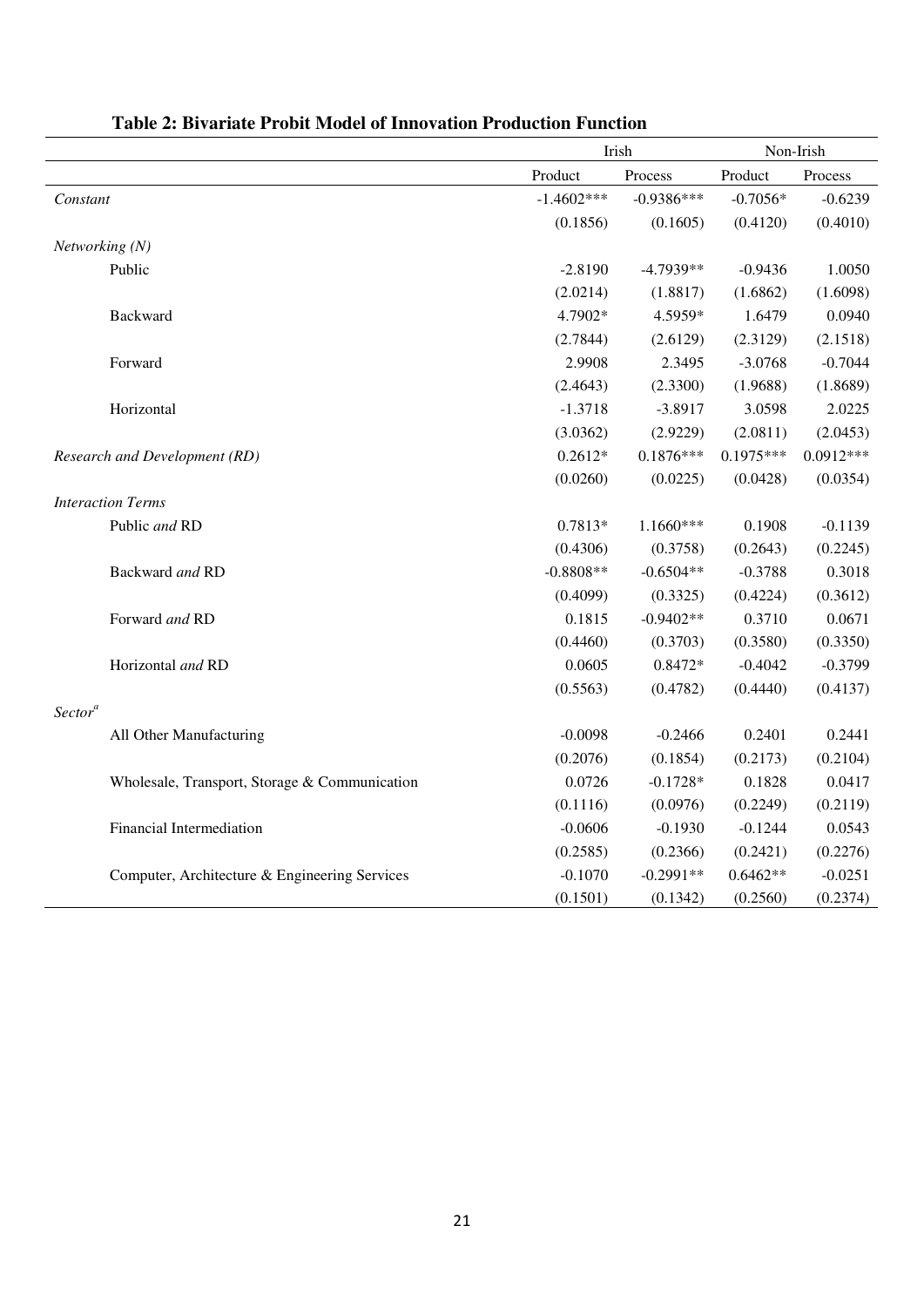**Table 2: Bivariate Probit Model of Innovation Production Function**

| | Irish | | Non-Irish | |
|---|---|---|---|---|
| | Product | Process | Product | Process |
| *Constant* | -1.4602*** | -0.9386*** | -0.7056* | -0.6239 |
| | (0.1856) | (0.1605) | (0.4120) | (0.4010) |
| *Networking (N)* | | | | |
| Public | -2.8190 | -4.7939** | -0.9436 | 1.0050 |
| | (2.0214) | (1.8817) | (1.6862) | (1.6098) |
| Backward | 4.7902* | 4.5959* | 1.6479 | 0.0940 |
| | (2.7844) | (2.6129) | (2.3129) | (2.1518) |
| Forward | 2.9908 | 2.3495 | -3.0768 | -0.7044 |
| | (2.4643) | (2.3300) | (1.9688) | (1.8689) |
| Horizontal | -1.3718 | -3.8917 | 3.0598 | 2.0225 |
| | (3.0362) | (2.9229) | (2.0811) | (2.0453) |
| *Research and Development (RD)* | 0.2612* | 0.1876*** | 0.1975*** | 0.0912*** |
| | (0.0260) | (0.0225) | (0.0428) | (0.0354) |
| *Interaction Terms* | | | | |
| Public *and* RD | 0.7813* | 1.1660*** | 0.1908 | -0.1139 |
| | (0.4306) | (0.3758) | (0.2643) | (0.2245) |
| Backward *and* RD | -0.8808** | -0.6504** | -0.3788 | 0.3018 |
| | (0.4099) | (0.3325) | (0.4224) | (0.3612) |
| Forward *and* RD | 0.1815 | -0.9402** | 0.3710 | 0.0671 |
| | (0.4460) | (0.3703) | (0.3580) | (0.3350) |
| Horizontal *and* RD | 0.0605 | 0.8472* | -0.4042 | -0.3799 |
| | (0.5563) | (0.4782) | (0.4440) | (0.4137) |
| *Sector*[a] | | | | |
| All Other Manufacturing | -0.0098 | -0.2466 | 0.2401 | 0.2441 |
| | (0.2076) | (0.1854) | (0.2173) | (0.2104) |
| Wholesale, Transport, Storage & Communication | 0.0726 | -0.1728* | 0.1828 | 0.0417 |
| | (0.1116) | (0.0976) | (0.2249) | (0.2119) |
| Financial Intermediation | -0.0606 | -0.1930 | -0.1244 | 0.0543 |
| | (0.2585) | (0.2366) | (0.2421) | (0.2276) |
| Computer, Architecture & Engineering Services | -0.1070 | -0.2991** | 0.6462** | -0.0251 |
| | (0.1501) | (0.1342) | (0.2560) | (0.2374) |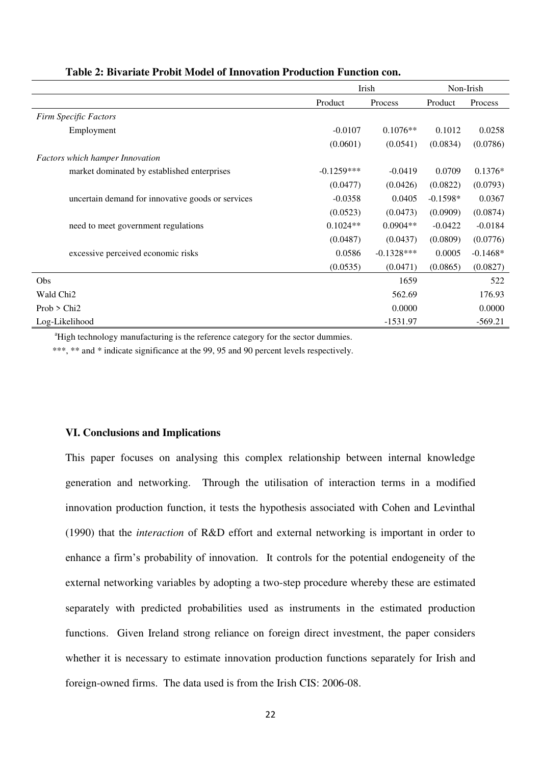**Table 2: Bivariate Probit Model of Innovation Production Function con.**

| | Irish | | Non-Irish | |
|---|---|---|---|---|
| | Product | Process | Product | Process |
| *Firm Specific Factors* | | | | |
| Employment | -0.0107 | 0.1076** | 0.1012 | 0.0258 |
| | (0.0601) | (0.0541) | (0.0834) | (0.0786) |
| *Factors which hamper Innovation* | | | | |
| market dominated by established enterprises | -0.1259*** | -0.0419 | 0.0709 | 0.1376* |
| | (0.0477) | (0.0426) | (0.0822) | (0.0793) |
| uncertain demand for innovative goods or services | -0.0358 | 0.0405 | -0.1598* | 0.0367 |
| | (0.0523) | (0.0473) | (0.0909) | (0.0874) |
| need to meet government regulations | 0.1024** | 0.0904** | -0.0422 | -0.0184 |
| | (0.0487) | (0.0437) | (0.0809) | (0.0776) |
| excessive perceived economic risks | 0.0586 | -0.1328*** | 0.0005 | -0.1468* |
| | (0.0535) | (0.0471) | (0.0865) | (0.0827) |
| Obs | | 1659 | | 522 |
| Wald Chi2 | | 562.69 | | 176.93 |
| Prob > Chi2 | | 0.0000 | | 0.0000 |
| Log-Likelihood | | -1531.97 | | -569.21 |

[a]High technology manufacturing is the reference category for the sector dummies.

***, ** and * indicate significance at the 99, 95 and 90 percent levels respectively.

### VI. Conclusions and Implications

This paper focuses on analysing this complex relationship between internal knowledge generation and networking. Through the utilisation of interaction terms in a modified innovation production function, it tests the hypothesis associated with Cohen and Levinthal (1990) that the *interaction* of R&D effort and external networking is important in order to enhance a firm's probability of innovation. It controls for the potential endogeneity of the external networking variables by adopting a two-step procedure whereby these are estimated separately with predicted probabilities used as instruments in the estimated production functions. Given Ireland strong reliance on foreign direct investment, the paper considers whether it is necessary to estimate innovation production functions separately for Irish and foreign-owned firms. The data used is from the Irish CIS: 2006-08.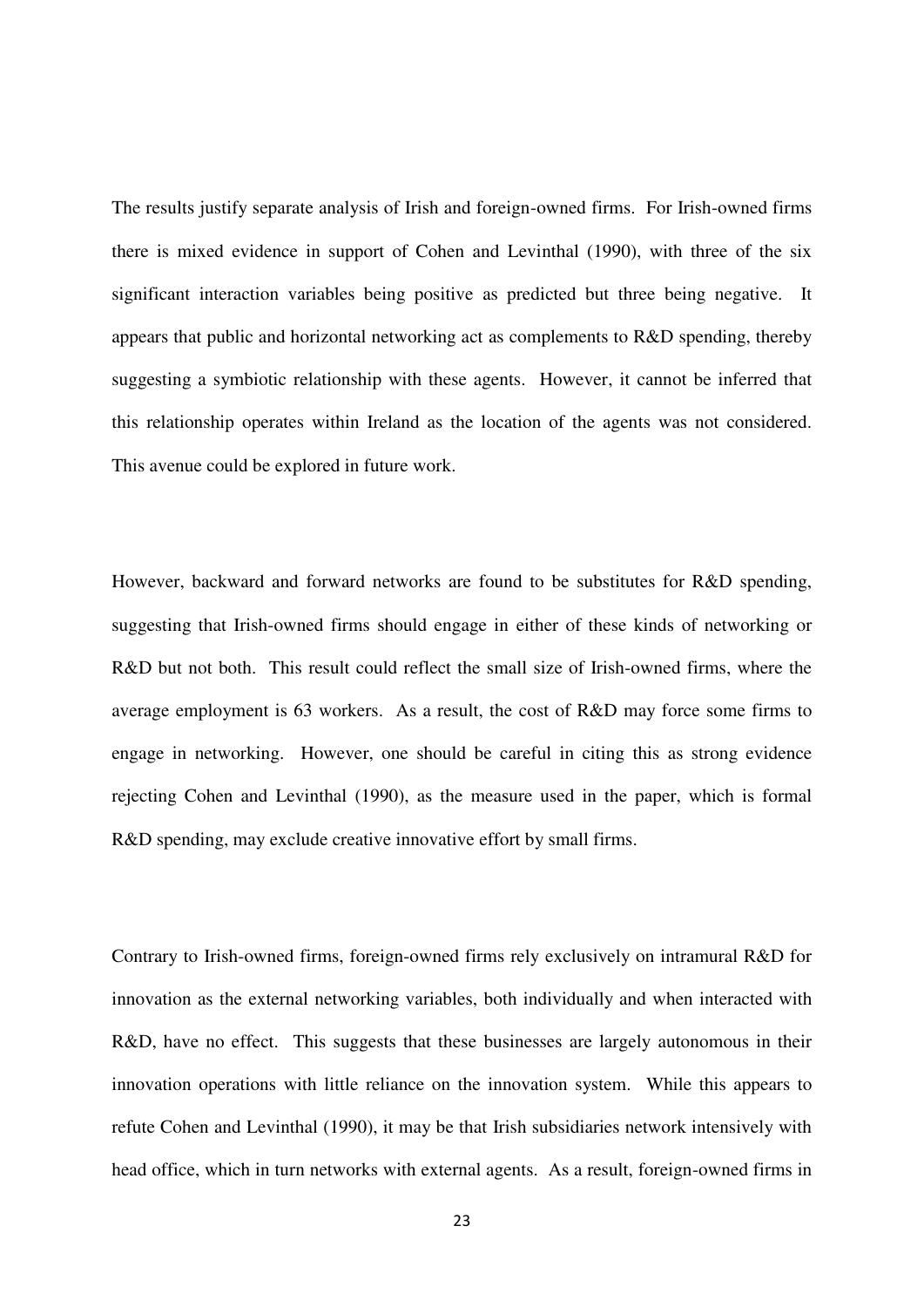The results justify separate analysis of Irish and foreign-owned firms. For Irish-owned firms there is mixed evidence in support of Cohen and Levinthal (1990), with three of the six significant interaction variables being positive as predicted but three being negative. It appears that public and horizontal networking act as complements to R&D spending, thereby suggesting a symbiotic relationship with these agents. However, it cannot be inferred that this relationship operates within Ireland as the location of the agents was not considered. This avenue could be explored in future work.

However, backward and forward networks are found to be substitutes for R&D spending, suggesting that Irish-owned firms should engage in either of these kinds of networking or R&D but not both. This result could reflect the small size of Irish-owned firms, where the average employment is 63 workers. As a result, the cost of R&D may force some firms to engage in networking. However, one should be careful in citing this as strong evidence rejecting Cohen and Levinthal (1990), as the measure used in the paper, which is formal R&D spending, may exclude creative innovative effort by small firms.

Contrary to Irish-owned firms, foreign-owned firms rely exclusively on intramural R&D for innovation as the external networking variables, both individually and when interacted with R&D, have no effect. This suggests that these businesses are largely autonomous in their innovation operations with little reliance on the innovation system. While this appears to refute Cohen and Levinthal (1990), it may be that Irish subsidiaries network intensively with head office, which in turn networks with external agents. As a result, foreign-owned firms in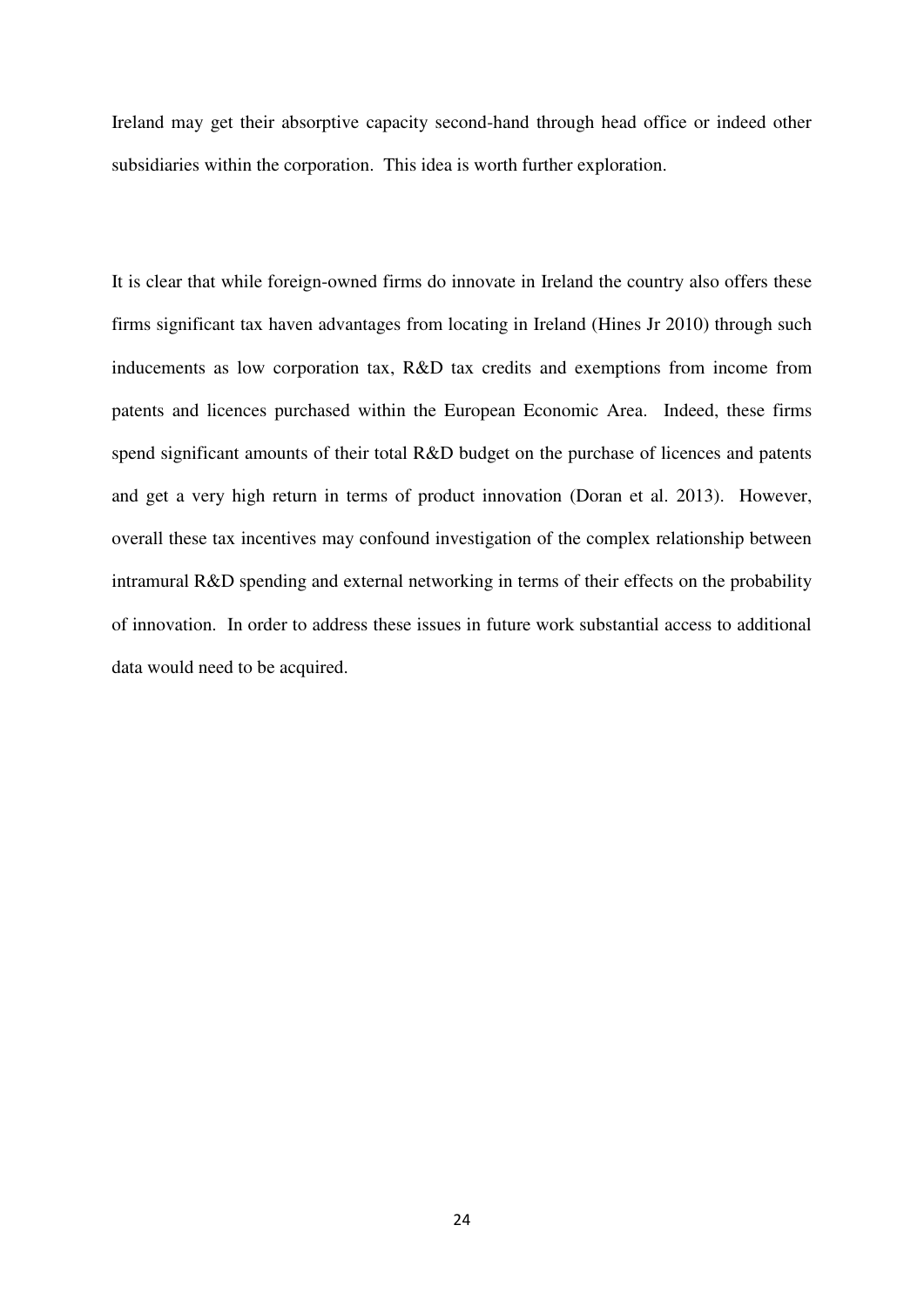Ireland may get their absorptive capacity second-hand through head office or indeed other subsidiaries within the corporation. This idea is worth further exploration.

It is clear that while foreign-owned firms do innovate in Ireland the country also offers these firms significant tax haven advantages from locating in Ireland (Hines Jr 2010) through such inducements as low corporation tax, R&D tax credits and exemptions from income from patents and licences purchased within the European Economic Area. Indeed, these firms spend significant amounts of their total R&D budget on the purchase of licences and patents and get a very high return in terms of product innovation (Doran et al. 2013). However, overall these tax incentives may confound investigation of the complex relationship between intramural R&D spending and external networking in terms of their effects on the probability of innovation. In order to address these issues in future work substantial access to additional data would need to be acquired.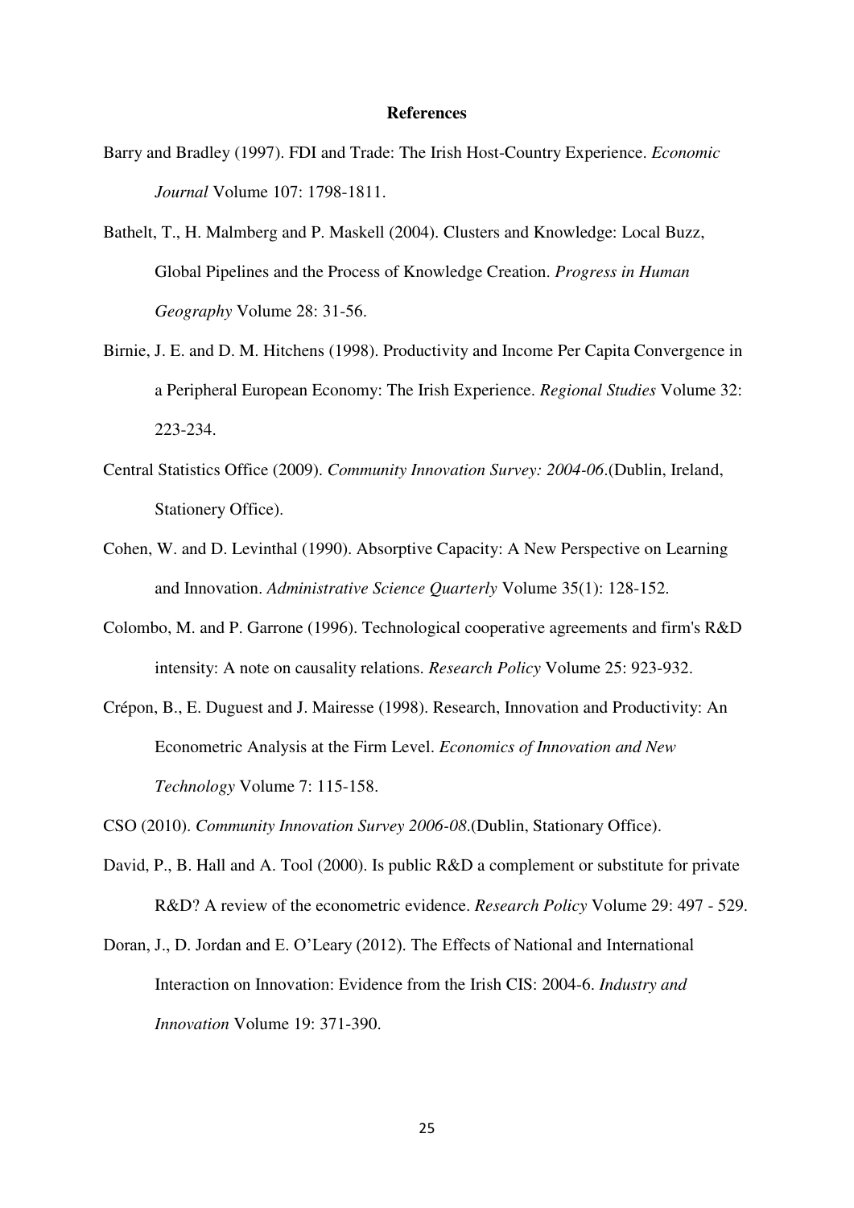## References

Barry and Bradley (1997). FDI and Trade: The Irish Host-Country Experience. *Economic Journal* Volume 107: 1798-1811.

Bathelt, T., H. Malmberg and P. Maskell (2004). Clusters and Knowledge: Local Buzz, Global Pipelines and the Process of Knowledge Creation. *Progress in Human Geography* Volume 28: 31-56.

Birnie, J. E. and D. M. Hitchens (1998). Productivity and Income Per Capita Convergence in a Peripheral European Economy: The Irish Experience. *Regional Studies* Volume 32: 223-234.

Central Statistics Office (2009). *Community Innovation Survey: 2004-06*.(Dublin, Ireland, Stationery Office).

Cohen, W. and D. Levinthal (1990). Absorptive Capacity: A New Perspective on Learning and Innovation. *Administrative Science Quarterly* Volume 35(1): 128-152.

Colombo, M. and P. Garrone (1996). Technological cooperative agreements and firm's R&D intensity: A note on causality relations. *Research Policy* Volume 25: 923-932.

Crépon, B., E. Duguest and J. Mairesse (1998). Research, Innovation and Productivity: An Econometric Analysis at the Firm Level. *Economics of Innovation and New Technology* Volume 7: 115-158.

CSO (2010). *Community Innovation Survey 2006-08*.(Dublin, Stationary Office).

David, P., B. Hall and A. Tool (2000). Is public R&D a complement or substitute for private R&D? A review of the econometric evidence. *Research Policy* Volume 29: 497 - 529.

Doran, J., D. Jordan and E. O'Leary (2012). The Effects of National and International Interaction on Innovation: Evidence from the Irish CIS: 2004-6. *Industry and Innovation* Volume 19: 371-390.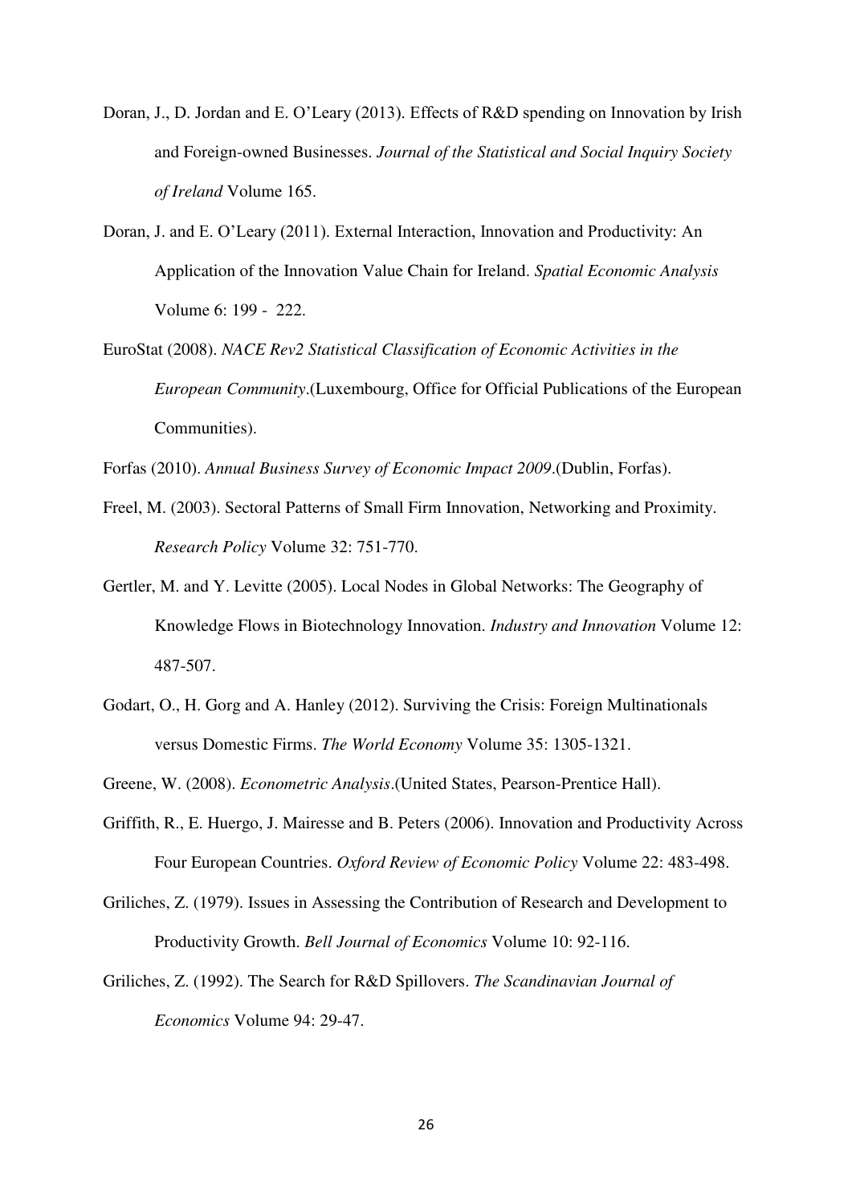Doran, J., D. Jordan and E. O'Leary (2013). Effects of R&D spending on Innovation by Irish and Foreign-owned Businesses. *Journal of the Statistical and Social Inquiry Society of Ireland* Volume 165.

Doran, J. and E. O'Leary (2011). External Interaction, Innovation and Productivity: An Application of the Innovation Value Chain for Ireland. *Spatial Economic Analysis* Volume 6: 199 - 222.

EuroStat (2008). *NACE Rev2 Statistical Classification of Economic Activities in the European Community*.(Luxembourg, Office for Official Publications of the European Communities).

Forfas (2010). *Annual Business Survey of Economic Impact 2009*.(Dublin, Forfas).

Freel, M. (2003). Sectoral Patterns of Small Firm Innovation, Networking and Proximity. *Research Policy* Volume 32: 751-770.

Gertler, M. and Y. Levitte (2005). Local Nodes in Global Networks: The Geography of Knowledge Flows in Biotechnology Innovation. *Industry and Innovation* Volume 12: 487-507.

Godart, O., H. Gorg and A. Hanley (2012). Surviving the Crisis: Foreign Multinationals versus Domestic Firms. *The World Economy* Volume 35: 1305-1321.

Greene, W. (2008). *Econometric Analysis*.(United States, Pearson-Prentice Hall).

Griffith, R., E. Huergo, J. Mairesse and B. Peters (2006). Innovation and Productivity Across Four European Countries. *Oxford Review of Economic Policy* Volume 22: 483-498.

Griliches, Z. (1979). Issues in Assessing the Contribution of Research and Development to Productivity Growth. *Bell Journal of Economics* Volume 10: 92-116.

Griliches, Z. (1992). The Search for R&D Spillovers. *The Scandinavian Journal of Economics* Volume 94: 29-47.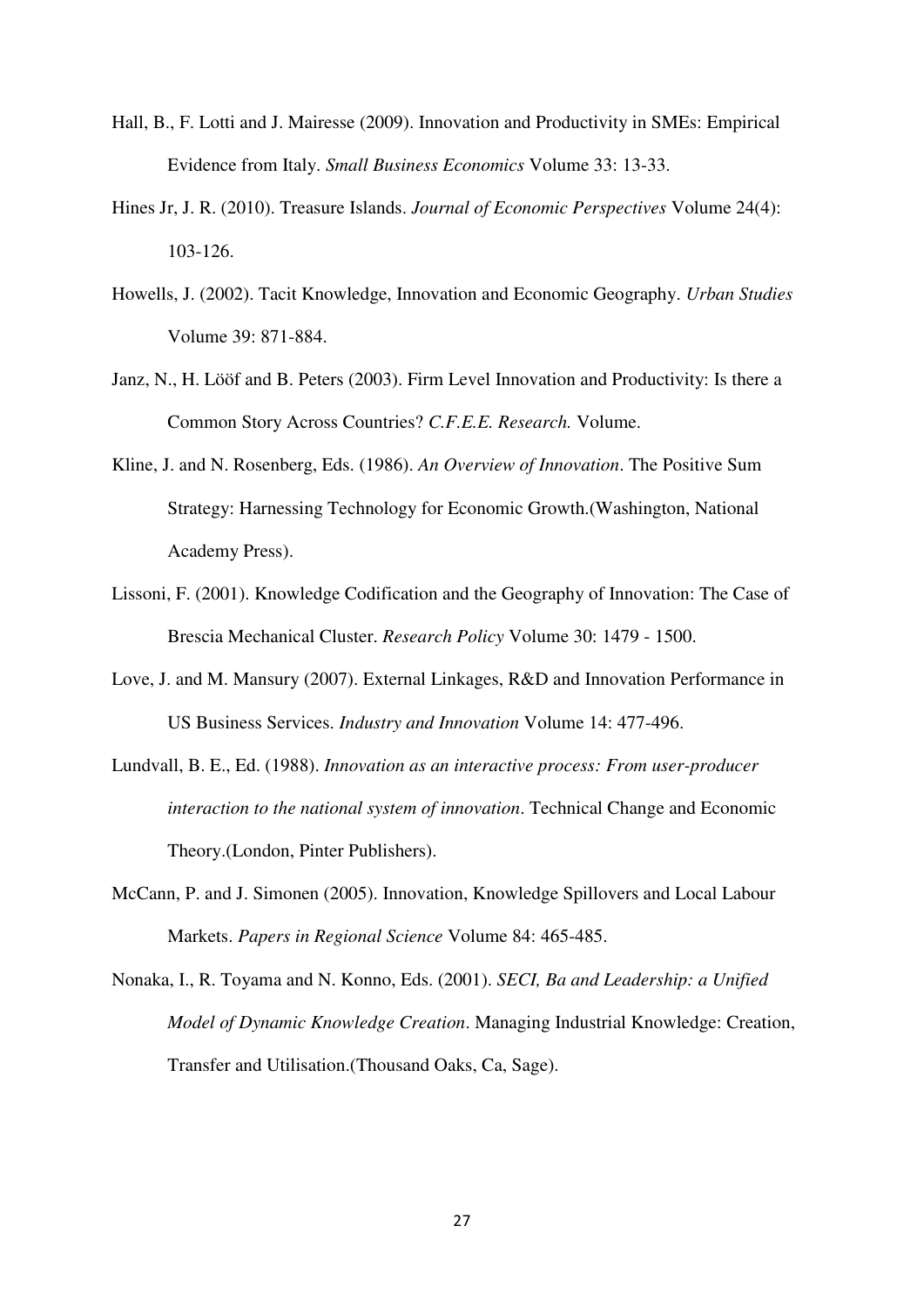Hall, B., F. Lotti and J. Mairesse (2009). Innovation and Productivity in SMEs: Empirical Evidence from Italy. *Small Business Economics* Volume 33: 13-33.

Hines Jr, J. R. (2010). Treasure Islands. *Journal of Economic Perspectives* Volume 24(4): 103-126.

Howells, J. (2002). Tacit Knowledge, Innovation and Economic Geography. *Urban Studies* Volume 39: 871-884.

Janz, N., H. Lööf and B. Peters (2003). Firm Level Innovation and Productivity: Is there a Common Story Across Countries? *C.F.E.E. Research.* Volume.

Kline, J. and N. Rosenberg, Eds. (1986). *An Overview of Innovation*. The Positive Sum Strategy: Harnessing Technology for Economic Growth.(Washington, National Academy Press).

Lissoni, F. (2001). Knowledge Codification and the Geography of Innovation: The Case of Brescia Mechanical Cluster. *Research Policy* Volume 30: 1479 - 1500.

Love, J. and M. Mansury (2007). External Linkages, R&D and Innovation Performance in US Business Services. *Industry and Innovation* Volume 14: 477-496.

Lundvall, B. E., Ed. (1988). *Innovation as an interactive process: From user-producer interaction to the national system of innovation*. Technical Change and Economic Theory.(London, Pinter Publishers).

McCann, P. and J. Simonen (2005). Innovation, Knowledge Spillovers and Local Labour Markets. *Papers in Regional Science* Volume 84: 465-485.

Nonaka, I., R. Toyama and N. Konno, Eds. (2001). *SECI, Ba and Leadership: a Unified Model of Dynamic Knowledge Creation*. Managing Industrial Knowledge: Creation, Transfer and Utilisation.(Thousand Oaks, Ca, Sage).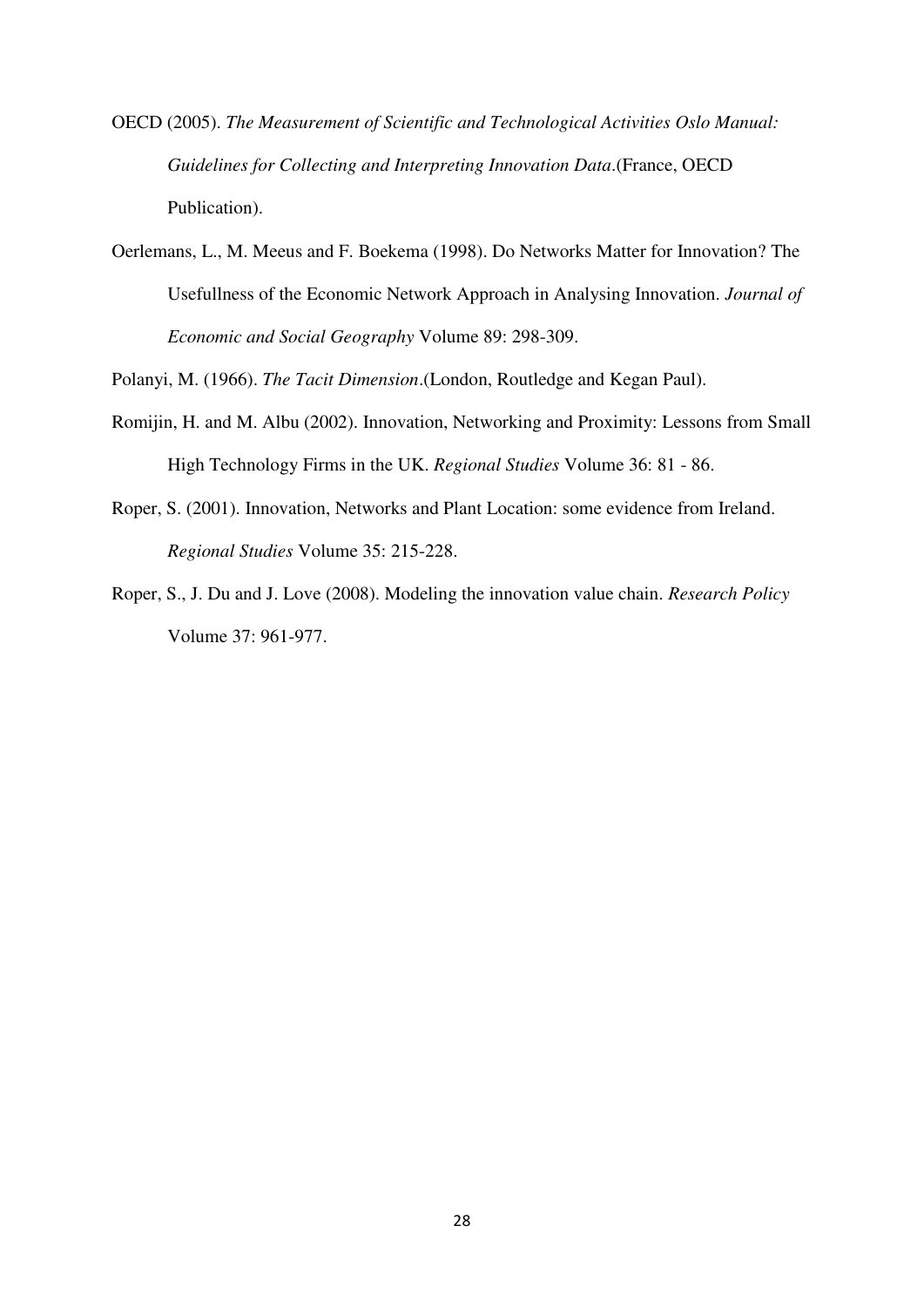OECD (2005). *The Measurement of Scientific and Technological Activities Oslo Manual: Guidelines for Collecting and Interpreting Innovation Data*.(France, OECD Publication).

Oerlemans, L., M. Meeus and F. Boekema (1998). Do Networks Matter for Innovation? The Usefullness of the Economic Network Approach in Analysing Innovation. *Journal of Economic and Social Geography* Volume 89: 298-309.

Polanyi, M. (1966). *The Tacit Dimension*.(London, Routledge and Kegan Paul).

Romijin, H. and M. Albu (2002). Innovation, Networking and Proximity: Lessons from Small High Technology Firms in the UK. *Regional Studies* Volume 36: 81 - 86.

Roper, S. (2001). Innovation, Networks and Plant Location: some evidence from Ireland. *Regional Studies* Volume 35: 215-228.

Roper, S., J. Du and J. Love (2008). Modeling the innovation value chain. *Research Policy* Volume 37: 961-977.